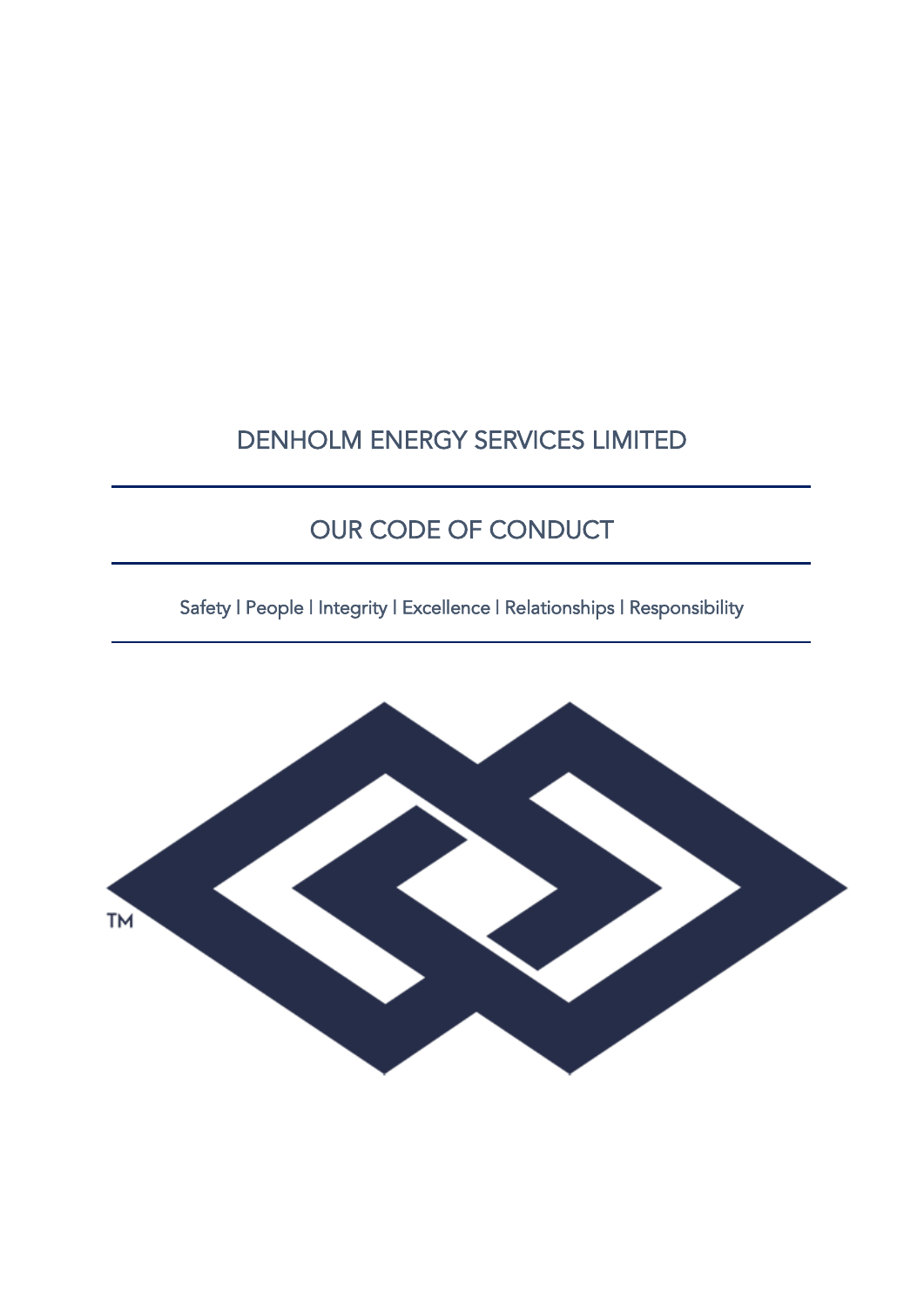# DENHOLM ENERGY SERVICES LIMITED

## OUR CODE OF CONDUCT

Safety | People | Integrity | Excellence | Relationships | Responsibility

TM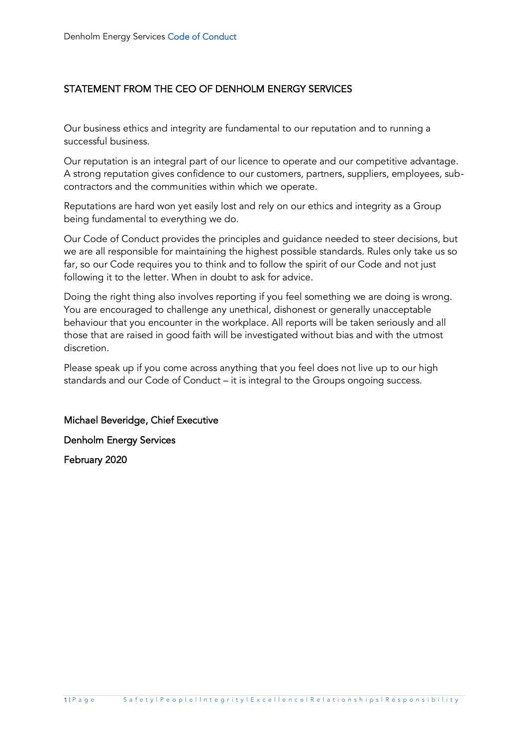## STATEMENT FROM THE CEO OF DENHOLM ENERGY SERVICES

Our business ethics and integrity are fundamental to our reputation and to running a successful business.

Our reputation is an integral part of our licence to operate and our competitive advantage. A strong reputation gives confidence to our customers, partners, suppliers, employees, sub-contractors and the communities within which we operate.

Reputations are hard won yet easily lost and rely on our ethics and integrity as a Group being fundamental to everything we do.

Our Code of Conduct provides the principles and guidance needed to steer decisions, but we are all responsible for maintaining the highest possible standards. Rules only take us so far, so our Code requires you to think and to follow the spirit of our Code and not just following it to the letter. When in doubt to ask for advice.

Doing the right thing also involves reporting if you feel something we are doing is wrong. You are encouraged to challenge any unethical, dishonest or generally unacceptable behaviour that you encounter in the workplace. All reports will be taken seriously and all those that are raised in good faith will be investigated without bias and with the utmost discretion.

Please speak up if you come across anything that you feel does not live up to our high standards and our Code of Conduct – it is integral to the Groups ongoing success.

Michael Beveridge, Chief Executive

Denholm Energy Services

February 2020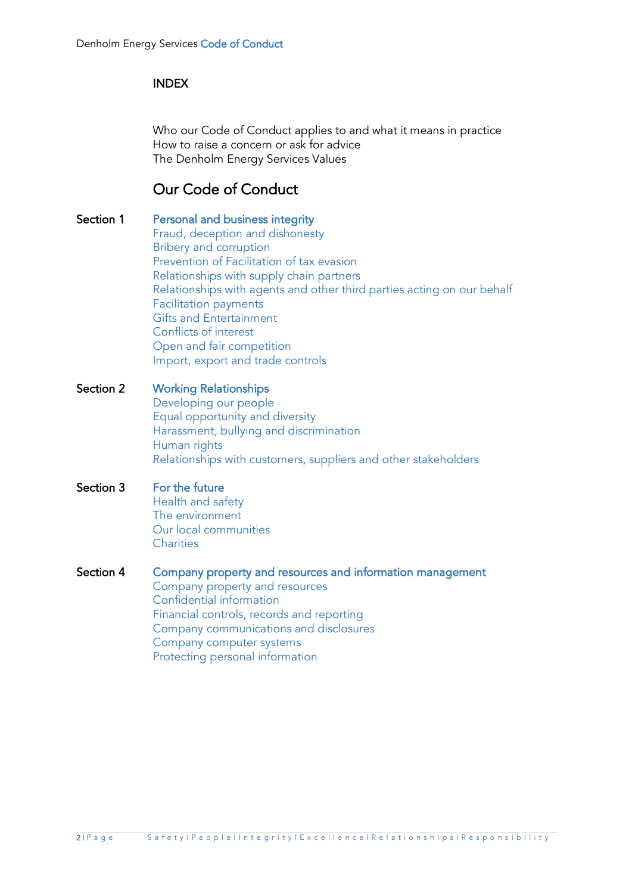## INDEX

Who our Code of Conduct applies to and what it means in practice
How to raise a concern or ask for advice
The Denholm Energy Services Values

## Our Code of Conduct

**Section 1** — **Personal and business integrity**
- Fraud, deception and dishonesty
- Bribery and corruption
- Prevention of Facilitation of tax evasion
- Relationships with supply chain partners
- Relationships with agents and other third parties acting on our behalf
- Facilitation payments
- Gifts and Entertainment
- Conflicts of interest
- Open and fair competition
- Import, export and trade controls

**Section 2** — **Working Relationships**
- Developing our people
- Equal opportunity and diversity
- Harassment, bullying and discrimination
- Human rights
- Relationships with customers, suppliers and other stakeholders

**Section 3** — **For the future**
- Health and safety
- The environment
- Our local communities
- Charities

**Section 4** — **Company property and resources and information management**
- Company property and resources
- Confidential information
- Financial controls, records and reporting
- Company communications and disclosures
- Company computer systems
- Protecting personal information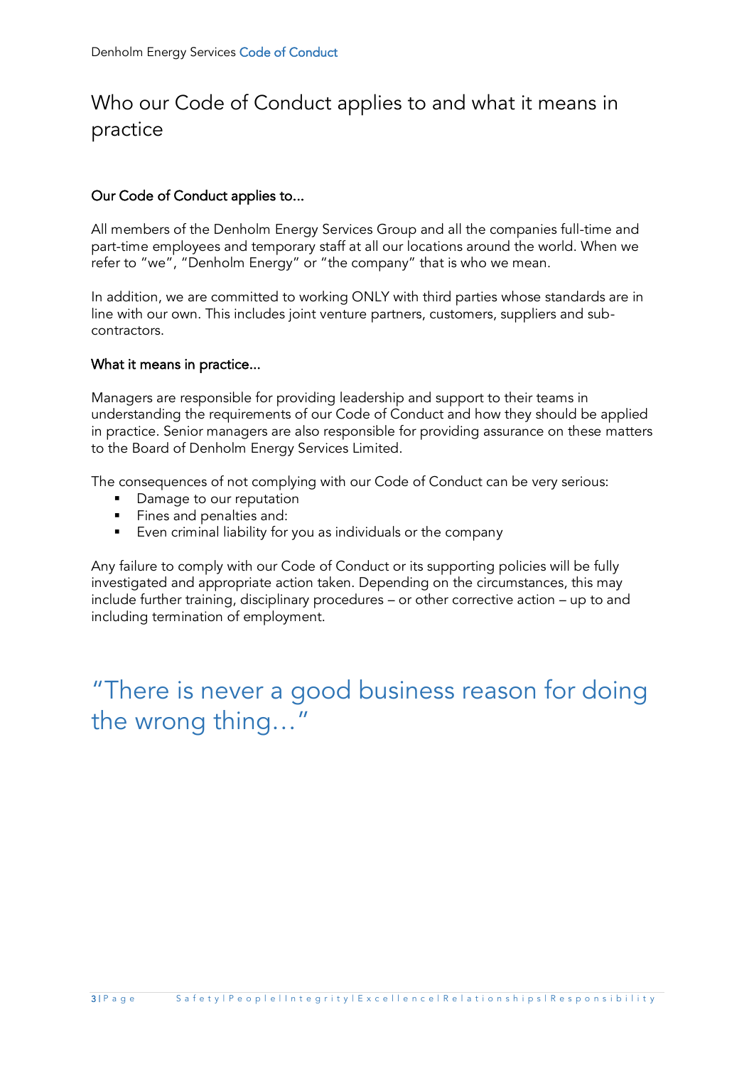# Who our Code of Conduct applies to and what it means in practice

### Our Code of Conduct applies to...

All members of the Denholm Energy Services Group and all the companies full-time and part-time employees and temporary staff at all our locations around the world. When we refer to "we", "Denholm Energy" or "the company" that is who we mean.

In addition, we are committed to working ONLY with third parties whose standards are in line with our own. This includes joint venture partners, customers, suppliers and sub-contractors.

### What it means in practice...

Managers are responsible for providing leadership and support to their teams in understanding the requirements of our Code of Conduct and how they should be applied in practice. Senior managers are also responsible for providing assurance on these matters to the Board of Denholm Energy Services Limited.

The consequences of not complying with our Code of Conduct can be very serious:

- Damage to our reputation
- Fines and penalties and:
- Even criminal liability for you as individuals or the company

Any failure to comply with our Code of Conduct or its supporting policies will be fully investigated and appropriate action taken. Depending on the circumstances, this may include further training, disciplinary procedures – or other corrective action – up to and including termination of employment.

## "There is never a good business reason for doing the wrong thing…"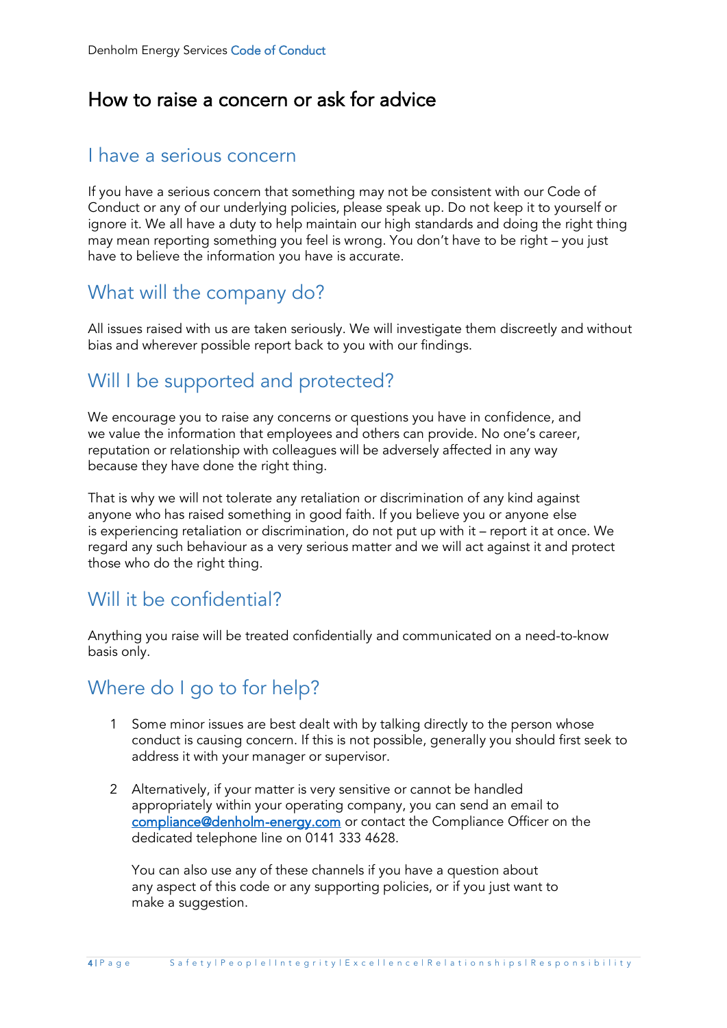# How to raise a concern or ask for advice

## I have a serious concern

If you have a serious concern that something may not be consistent with our Code of Conduct or any of our underlying policies, please speak up. Do not keep it to yourself or ignore it. We all have a duty to help maintain our high standards and doing the right thing may mean reporting something you feel is wrong. You don't have to be right – you just have to believe the information you have is accurate.

## What will the company do?

All issues raised with us are taken seriously. We will investigate them discreetly and without bias and wherever possible report back to you with our findings.

## Will I be supported and protected?

We encourage you to raise any concerns or questions you have in confidence, and we value the information that employees and others can provide. No one's career, reputation or relationship with colleagues will be adversely affected in any way because they have done the right thing.

That is why we will not tolerate any retaliation or discrimination of any kind against anyone who has raised something in good faith. If you believe you or anyone else is experiencing retaliation or discrimination, do not put up with it – report it at once. We regard any such behaviour as a very serious matter and we will act against it and protect those who do the right thing.

## Will it be confidential?

Anything you raise will be treated confidentially and communicated on a need-to-know basis only.

## Where do I go to for help?

1. Some minor issues are best dealt with by talking directly to the person whose conduct is causing concern. If this is not possible, generally you should first seek to address it with your manager or supervisor.

2. Alternatively, if your matter is very sensitive or cannot be handled appropriately within your operating company, you can send an email to compliance@denholm-energy.com or contact the Compliance Officer on the dedicated telephone line on 0141 333 4628.

   You can also use any of these channels if you have a question about any aspect of this code or any supporting policies, or if you just want to make a suggestion.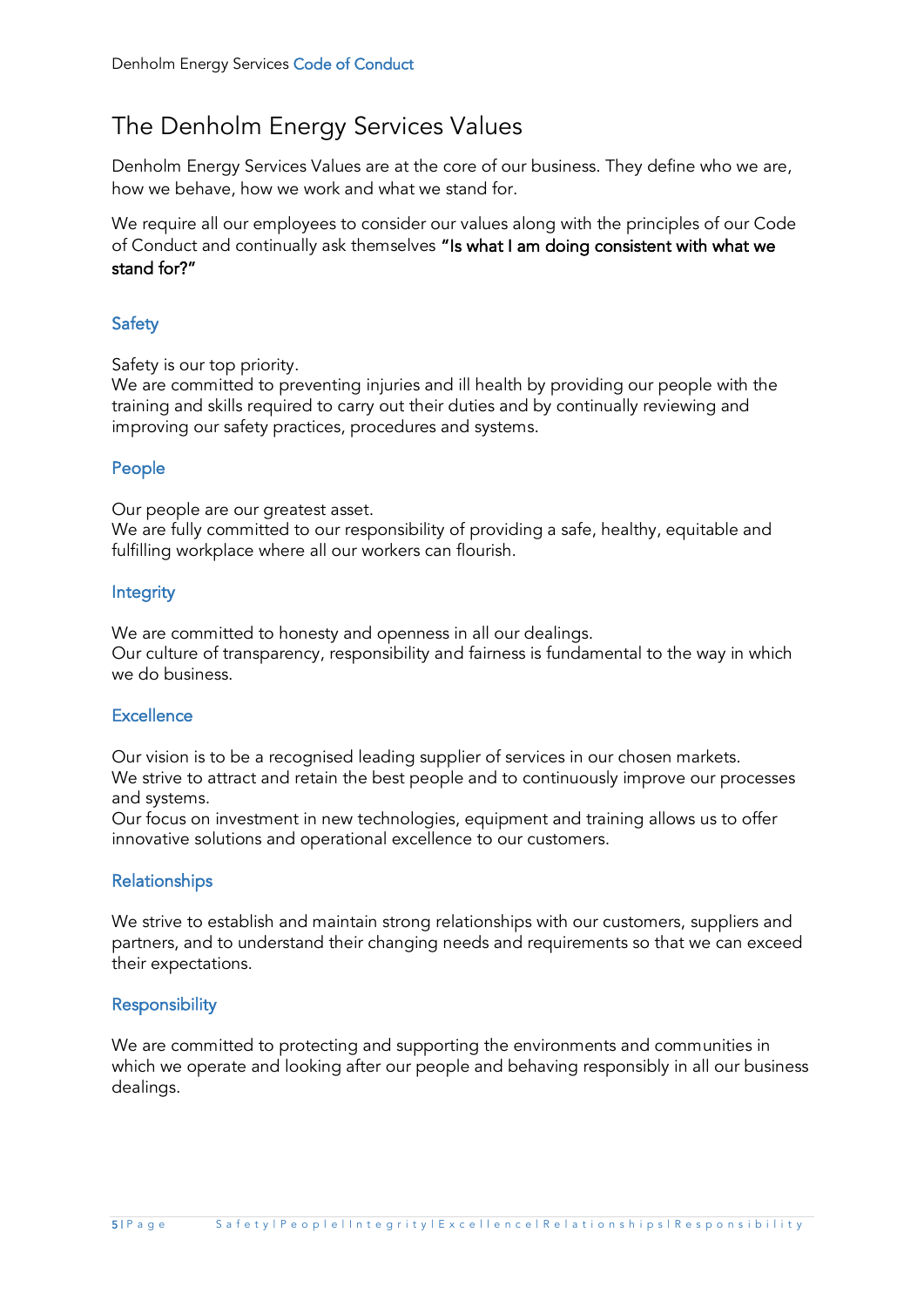# The Denholm Energy Services Values

Denholm Energy Services Values are at the core of our business. They define who we are, how we behave, how we work and what we stand for.

We require all our employees to consider our values along with the principles of our Code of Conduct and continually ask themselves **"Is what I am doing consistent with what we stand for?"**

## Safety

Safety is our top priority.
We are committed to preventing injuries and ill health by providing our people with the training and skills required to carry out their duties and by continually reviewing and improving our safety practices, procedures and systems.

## People

Our people are our greatest asset.
We are fully committed to our responsibility of providing a safe, healthy, equitable and fulfilling workplace where all our workers can flourish.

## Integrity

We are committed to honesty and openness in all our dealings.
Our culture of transparency, responsibility and fairness is fundamental to the way in which we do business.

## Excellence

Our vision is to be a recognised leading supplier of services in our chosen markets.
We strive to attract and retain the best people and to continuously improve our processes and systems.
Our focus on investment in new technologies, equipment and training allows us to offer innovative solutions and operational excellence to our customers.

## Relationships

We strive to establish and maintain strong relationships with our customers, suppliers and partners, and to understand their changing needs and requirements so that we can exceed their expectations.

## Responsibility

We are committed to protecting and supporting the environments and communities in which we operate and looking after our people and behaving responsibly in all our business dealings.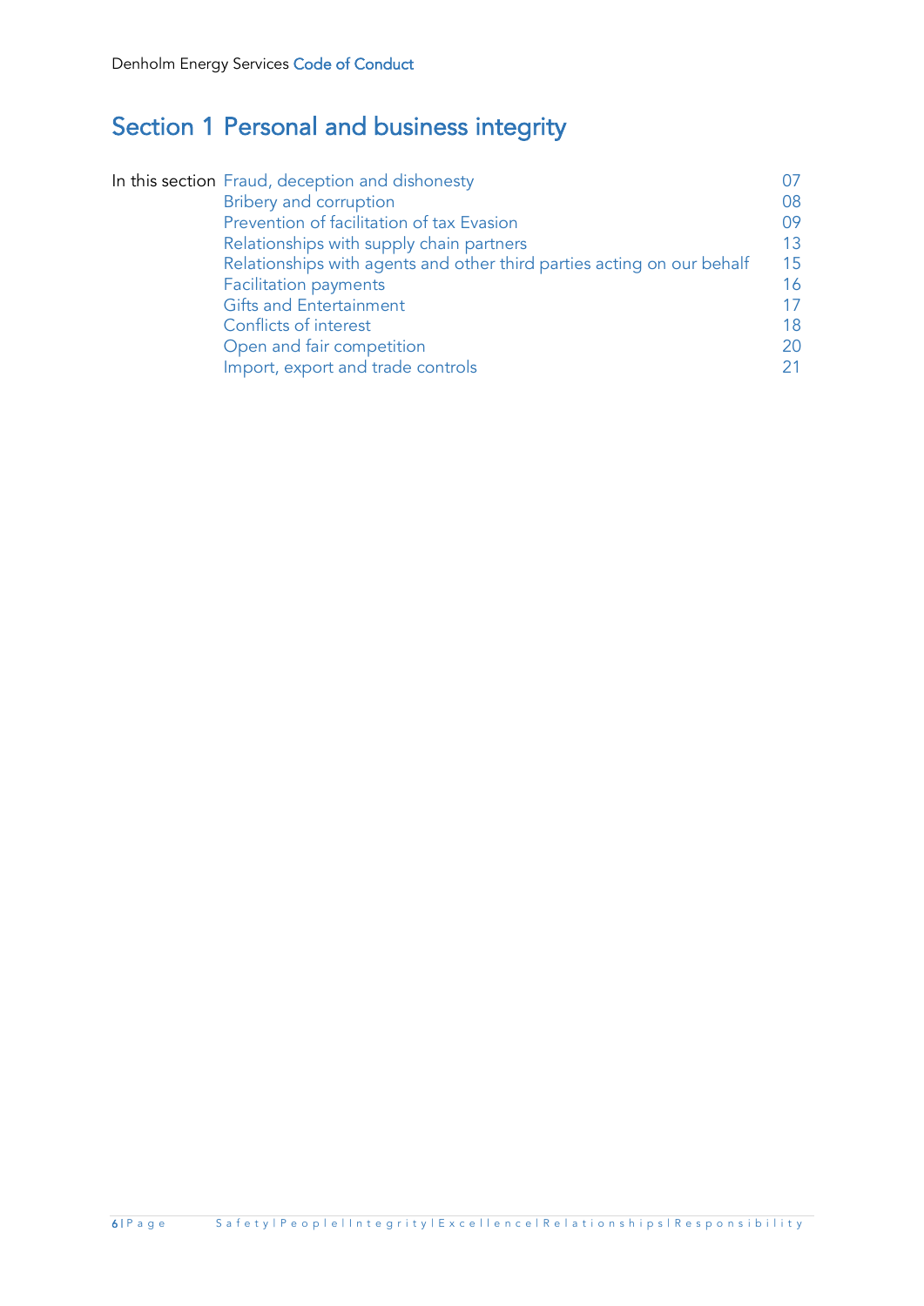# Section 1 Personal and business integrity

| In this section | | |
|---|---|---|
| | Fraud, deception and dishonesty | 07 |
| | Bribery and corruption | 08 |
| | Prevention of facilitation of tax Evasion | 09 |
| | Relationships with supply chain partners | 13 |
| | Relationships with agents and other third parties acting on our behalf | 15 |
| | Facilitation payments | 16 |
| | Gifts and Entertainment | 17 |
| | Conflicts of interest | 18 |
| | Open and fair competition | 20 |
| | Import, export and trade controls | 21 |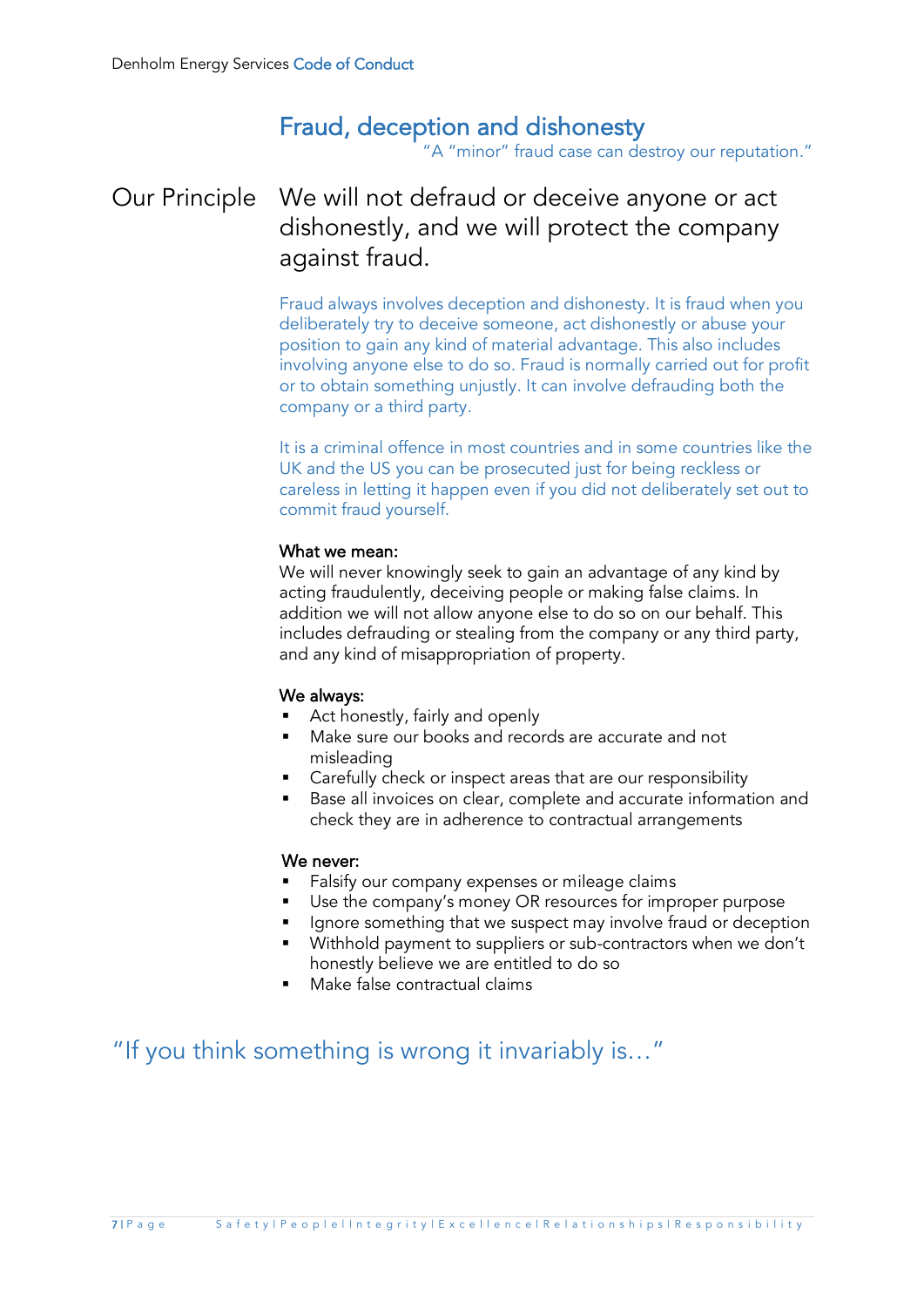# Fraud, deception and dishonesty

"A "minor" fraud case can destroy our reputation."

## Our Principle

We will not defraud or deceive anyone or act dishonestly, and we will protect the company against fraud.

Fraud always involves deception and dishonesty. It is fraud when you deliberately try to deceive someone, act dishonestly or abuse your position to gain any kind of material advantage. This also includes involving anyone else to do so. Fraud is normally carried out for profit or to obtain something unjustly. It can involve defrauding both the company or a third party.

It is a criminal offence in most countries and in some countries like the UK and the US you can be prosecuted just for being reckless or careless in letting it happen even if you did not deliberately set out to commit fraud yourself.

**What we mean:**

We will never knowingly seek to gain an advantage of any kind by acting fraudulently, deceiving people or making false claims. In addition we will not allow anyone else to do so on our behalf. This includes defrauding or stealing from the company or any third party, and any kind of misappropriation of property.

**We always:**

- Act honestly, fairly and openly
- Make sure our books and records are accurate and not misleading
- Carefully check or inspect areas that are our responsibility
- Base all invoices on clear, complete and accurate information and check they are in adherence to contractual arrangements

**We never:**

- Falsify our company expenses or mileage claims
- Use the company's money OR resources for improper purpose
- Ignore something that we suspect may involve fraud or deception
- Withhold payment to suppliers or sub-contractors when we don't honestly believe we are entitled to do so
- Make false contractual claims

"If you think something is wrong it invariably is…"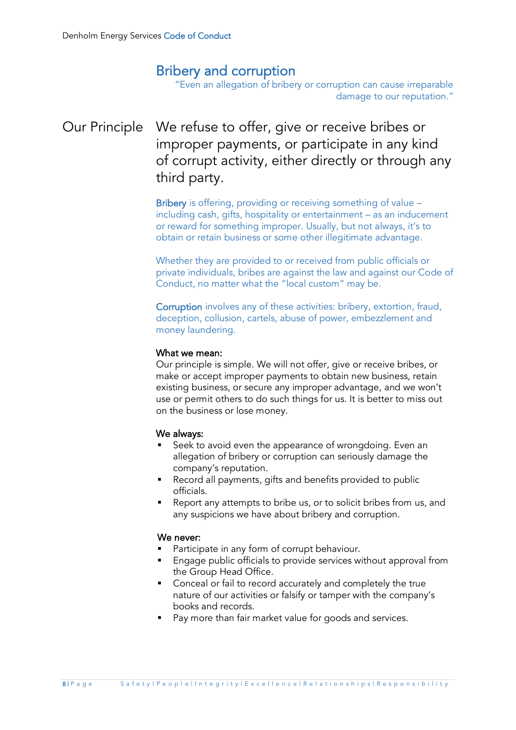## Bribery and corruption

"Even an allegation of bribery or corruption can cause irreparable damage to our reputation."

### Our Principle

We refuse to offer, give or receive bribes or improper payments, or participate in any kind of corrupt activity, either directly or through any third party.

**Bribery** is offering, providing or receiving something of value – including cash, gifts, hospitality or entertainment – as an inducement or reward for something improper. Usually, but not always, it's to obtain or retain business or some other illegitimate advantage.

Whether they are provided to or received from public officials or private individuals, bribes are against the law and against our Code of Conduct, no matter what the "local custom" may be.

**Corruption** involves any of these activities: bribery, extortion, fraud, deception, collusion, cartels, abuse of power, embezzlement and money laundering.

**What we mean:**

Our principle is simple. We will not offer, give or receive bribes, or make or accept improper payments to obtain new business, retain existing business, or secure any improper advantage, and we won't use or permit others to do such things for us. It is better to miss out on the business or lose money.

**We always:**

- Seek to avoid even the appearance of wrongdoing. Even an allegation of bribery or corruption can seriously damage the company's reputation.
- Record all payments, gifts and benefits provided to public officials.
- Report any attempts to bribe us, or to solicit bribes from us, and any suspicions we have about bribery and corruption.

**We never:**

- Participate in any form of corrupt behaviour.
- Engage public officials to provide services without approval from the Group Head Office.
- Conceal or fail to record accurately and completely the true nature of our activities or falsify or tamper with the company's books and records.
- Pay more than fair market value for goods and services.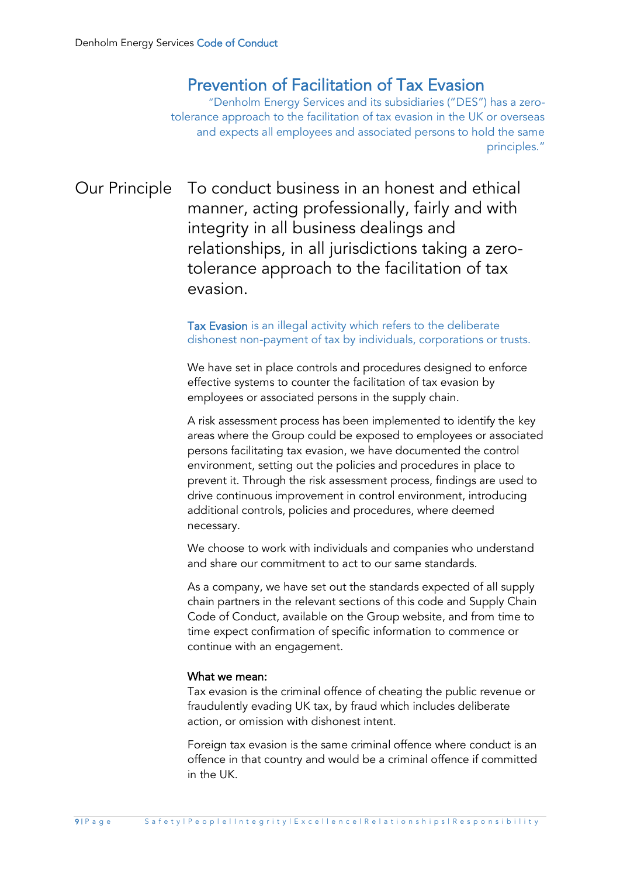## Prevention of Facilitation of Tax Evasion

"Denholm Energy Services and its subsidiaries ("DES") has a zero-tolerance approach to the facilitation of tax evasion in the UK or overseas and expects all employees and associated persons to hold the same principles."

**Our Principle** To conduct business in an honest and ethical manner, acting professionally, fairly and with integrity in all business dealings and relationships, in all jurisdictions taking a zero-tolerance approach to the facilitation of tax evasion.

**Tax Evasion** is an illegal activity which refers to the deliberate dishonest non-payment of tax by individuals, corporations or trusts.

We have set in place controls and procedures designed to enforce effective systems to counter the facilitation of tax evasion by employees or associated persons in the supply chain.

A risk assessment process has been implemented to identify the key areas where the Group could be exposed to employees or associated persons facilitating tax evasion, we have documented the control environment, setting out the policies and procedures in place to prevent it. Through the risk assessment process, findings are used to drive continuous improvement in control environment, introducing additional controls, policies and procedures, where deemed necessary.

We choose to work with individuals and companies who understand and share our commitment to act to our same standards.

As a company, we have set out the standards expected of all supply chain partners in the relevant sections of this code and Supply Chain Code of Conduct, available on the Group website, and from time to time expect confirmation of specific information to commence or continue with an engagement.

**What we mean:**
Tax evasion is the criminal offence of cheating the public revenue or fraudulently evading UK tax, by fraud which includes deliberate action, or omission with dishonest intent.

Foreign tax evasion is the same criminal offence where conduct is an offence in that country and would be a criminal offence if committed in the UK.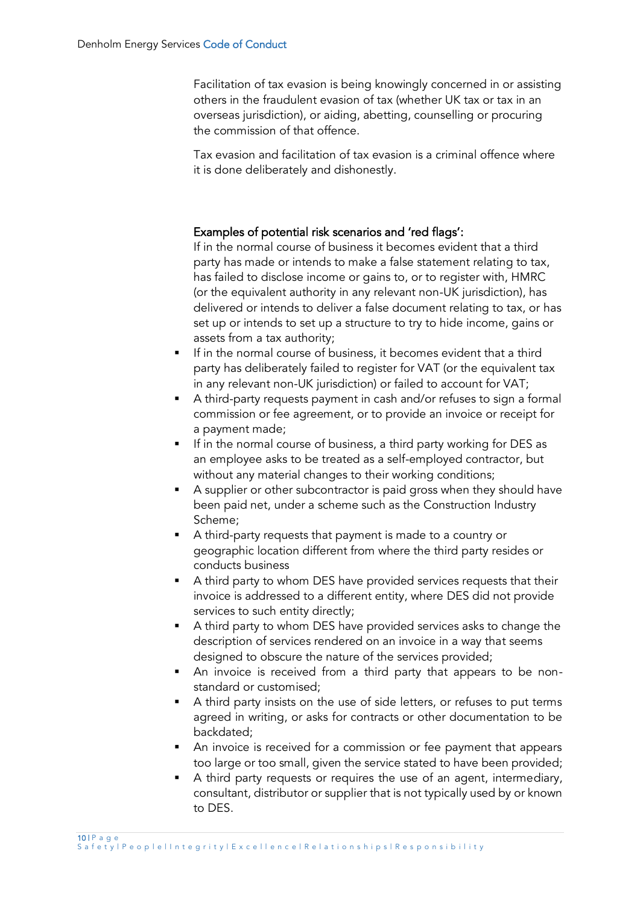Facilitation of tax evasion is being knowingly concerned in or assisting others in the fraudulent evasion of tax (whether UK tax or tax in an overseas jurisdiction), or aiding, abetting, counselling or procuring the commission of that offence.

Tax evasion and facilitation of tax evasion is a criminal offence where it is done deliberately and dishonestly.

**Examples of potential risk scenarios and 'red flags':**

If in the normal course of business it becomes evident that a third party has made or intends to make a false statement relating to tax, has failed to disclose income or gains to, or to register with, HMRC (or the equivalent authority in any relevant non-UK jurisdiction), has delivered or intends to deliver a false document relating to tax, or has set up or intends to set up a structure to try to hide income, gains or assets from a tax authority;

- If in the normal course of business, it becomes evident that a third party has deliberately failed to register for VAT (or the equivalent tax in any relevant non-UK jurisdiction) or failed to account for VAT;
- A third-party requests payment in cash and/or refuses to sign a formal commission or fee agreement, or to provide an invoice or receipt for a payment made;
- If in the normal course of business, a third party working for DES as an employee asks to be treated as a self-employed contractor, but without any material changes to their working conditions;
- A supplier or other subcontractor is paid gross when they should have been paid net, under a scheme such as the Construction Industry Scheme;
- A third-party requests that payment is made to a country or geographic location different from where the third party resides or conducts business
- A third party to whom DES have provided services requests that their invoice is addressed to a different entity, where DES did not provide services to such entity directly;
- A third party to whom DES have provided services asks to change the description of services rendered on an invoice in a way that seems designed to obscure the nature of the services provided;
- An invoice is received from a third party that appears to be non-standard or customised;
- A third party insists on the use of side letters, or refuses to put terms agreed in writing, or asks for contracts or other documentation to be backdated;
- An invoice is received for a commission or fee payment that appears too large or too small, given the service stated to have been provided;
- A third party requests or requires the use of an agent, intermediary, consultant, distributor or supplier that is not typically used by or known to DES.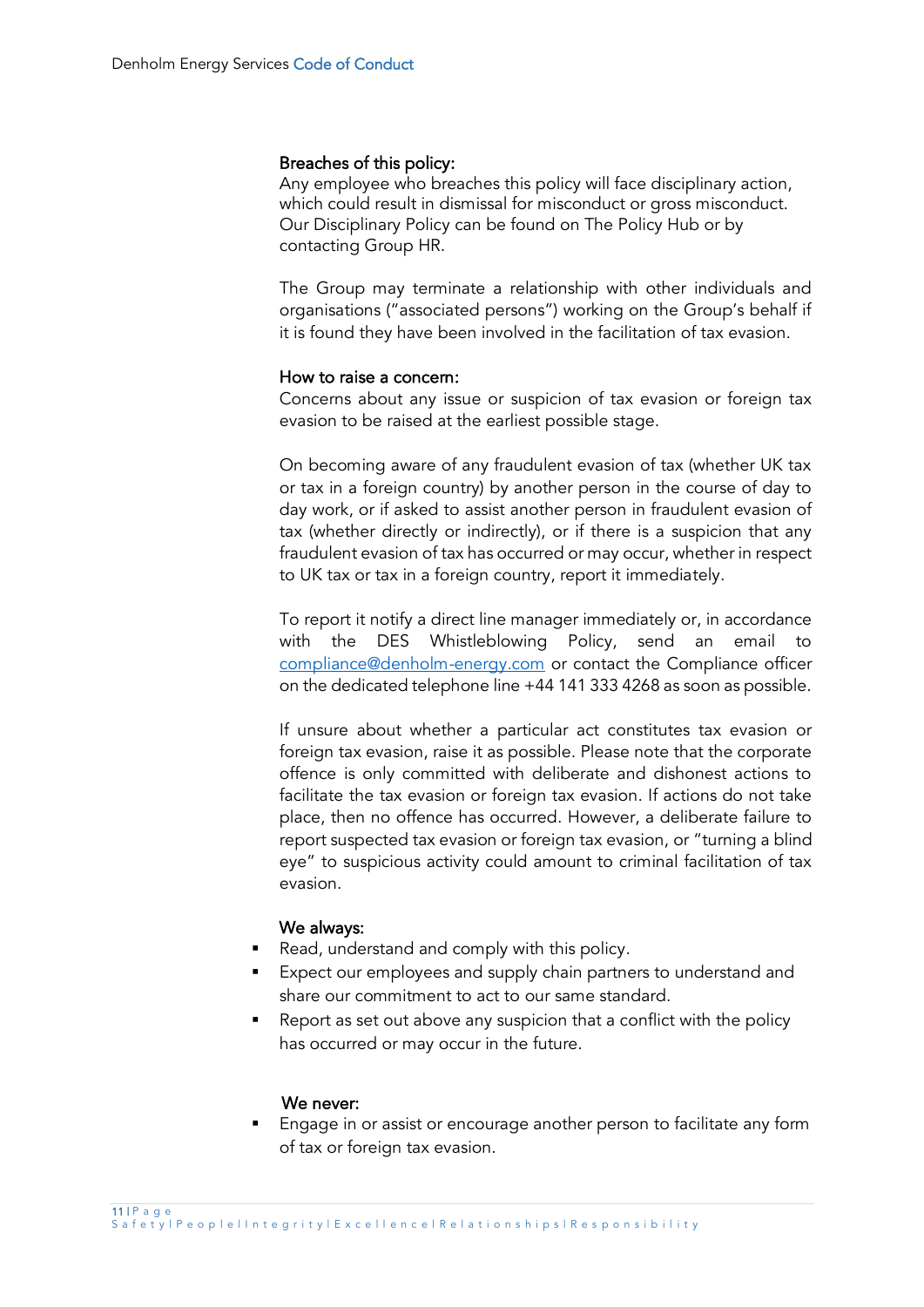**Breaches of this policy:**

Any employee who breaches this policy will face disciplinary action, which could result in dismissal for misconduct or gross misconduct. Our Disciplinary Policy can be found on The Policy Hub or by contacting Group HR.

The Group may terminate a relationship with other individuals and organisations ("associated persons") working on the Group's behalf if it is found they have been involved in the facilitation of tax evasion.

**How to raise a concern:**

Concerns about any issue or suspicion of tax evasion or foreign tax evasion to be raised at the earliest possible stage.

On becoming aware of any fraudulent evasion of tax (whether UK tax or tax in a foreign country) by another person in the course of day to day work, or if asked to assist another person in fraudulent evasion of tax (whether directly or indirectly), or if there is a suspicion that any fraudulent evasion of tax has occurred or may occur, whether in respect to UK tax or tax in a foreign country, report it immediately.

To report it notify a direct line manager immediately or, in accordance with the DES Whistleblowing Policy, send an email to compliance@denholm-energy.com or contact the Compliance officer on the dedicated telephone line +44 141 333 4268 as soon as possible.

If unsure about whether a particular act constitutes tax evasion or foreign tax evasion, raise it as possible. Please note that the corporate offence is only committed with deliberate and dishonest actions to facilitate the tax evasion or foreign tax evasion. If actions do not take place, then no offence has occurred. However, a deliberate failure to report suspected tax evasion or foreign tax evasion, or "turning a blind eye" to suspicious activity could amount to criminal facilitation of tax evasion.

**We always:**

- Read, understand and comply with this policy.
- Expect our employees and supply chain partners to understand and share our commitment to act to our same standard.
- Report as set out above any suspicion that a conflict with the policy has occurred or may occur in the future.

**We never:**

- Engage in or assist or encourage another person to facilitate any form of tax or foreign tax evasion.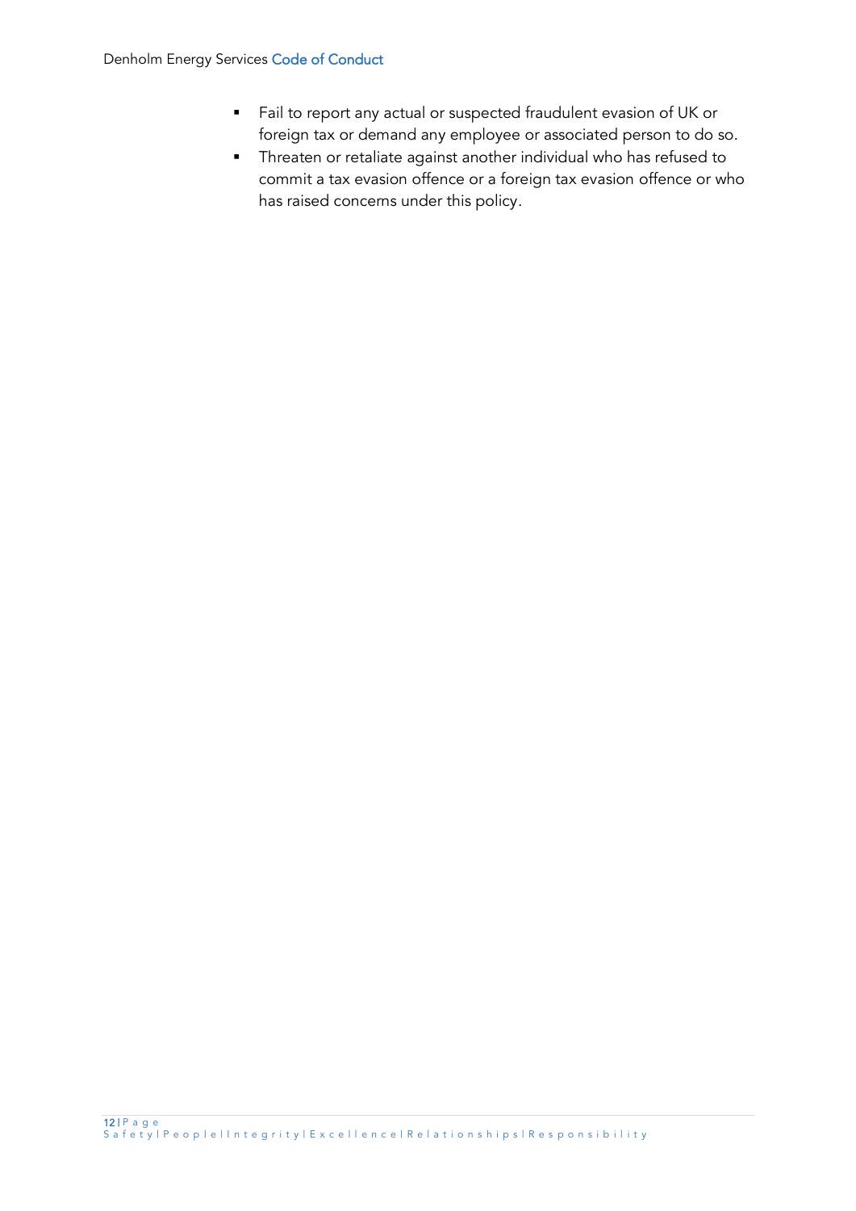- Fail to report any actual or suspected fraudulent evasion of UK or foreign tax or demand any employee or associated person to do so.
- Threaten or retaliate against another individual who has refused to commit a tax evasion offence or a foreign tax evasion offence or who has raised concerns under this policy.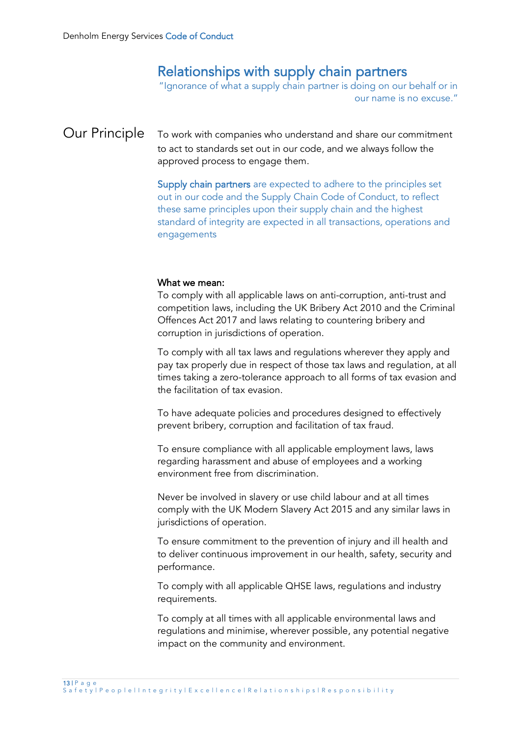## Relationships with supply chain partners

"Ignorance of what a supply chain partner is doing on our behalf or in our name is no excuse."

### Our Principle

To work with companies who understand and share our commitment to act to standards set out in our code, and we always follow the approved process to engage them.

Supply chain partners are expected to adhere to the principles set out in our code and the Supply Chain Code of Conduct, to reflect these same principles upon their supply chain and the highest standard of integrity are expected in all transactions, operations and engagements

**What we mean:**

To comply with all applicable laws on anti-corruption, anti-trust and competition laws, including the UK Bribery Act 2010 and the Criminal Offences Act 2017 and laws relating to countering bribery and corruption in jurisdictions of operation.

To comply with all tax laws and regulations wherever they apply and pay tax properly due in respect of those tax laws and regulation, at all times taking a zero-tolerance approach to all forms of tax evasion and the facilitation of tax evasion.

To have adequate policies and procedures designed to effectively prevent bribery, corruption and facilitation of tax fraud.

To ensure compliance with all applicable employment laws, laws regarding harassment and abuse of employees and a working environment free from discrimination.

Never be involved in slavery or use child labour and at all times comply with the UK Modern Slavery Act 2015 and any similar laws in jurisdictions of operation.

To ensure commitment to the prevention of injury and ill health and to deliver continuous improvement in our health, safety, security and performance.

To comply with all applicable QHSE laws, regulations and industry requirements.

To comply at all times with all applicable environmental laws and regulations and minimise, wherever possible, any potential negative impact on the community and environment.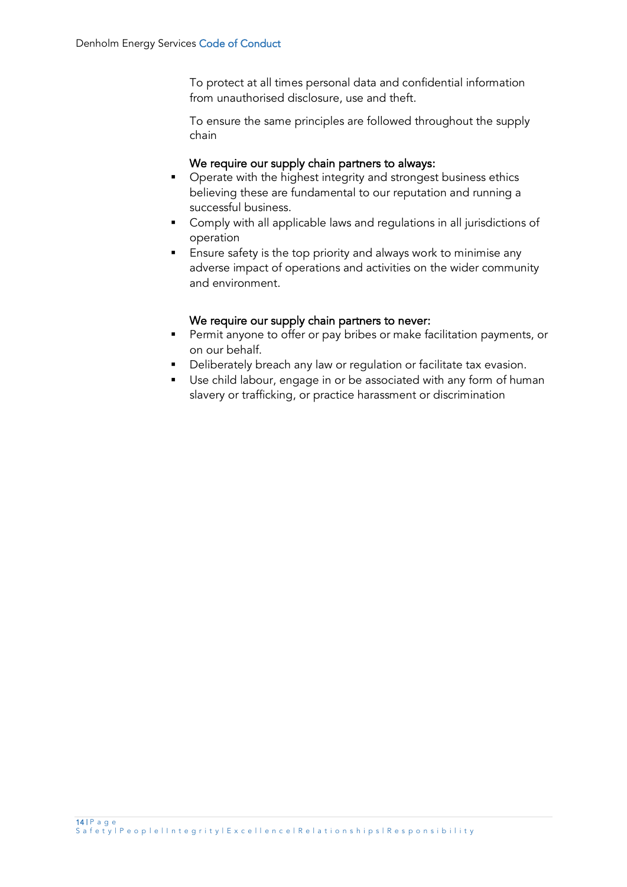To protect at all times personal data and confidential information from unauthorised disclosure, use and theft.

To ensure the same principles are followed throughout the supply chain

We require our supply chain partners to always:

- Operate with the highest integrity and strongest business ethics believing these are fundamental to our reputation and running a successful business.
- Comply with all applicable laws and regulations in all jurisdictions of operation
- Ensure safety is the top priority and always work to minimise any adverse impact of operations and activities on the wider community and environment.

We require our supply chain partners to never:

- Permit anyone to offer or pay bribes or make facilitation payments, or on our behalf.
- Deliberately breach any law or regulation or facilitate tax evasion.
- Use child labour, engage in or be associated with any form of human slavery or trafficking, or practice harassment or discrimination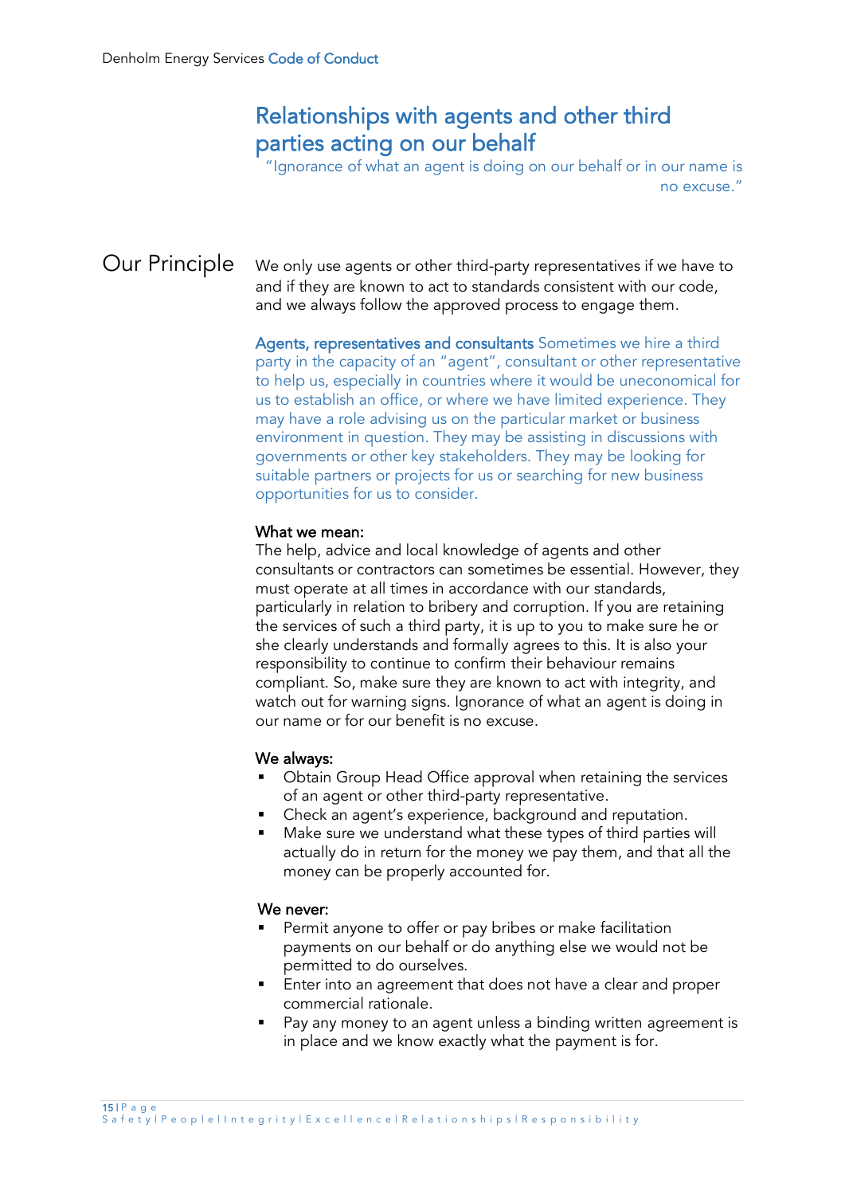# Relationships with agents and other third parties acting on our behalf

"Ignorance of what an agent is doing on our behalf or in our name is no excuse."

## Our Principle

We only use agents or other third-party representatives if we have to and if they are known to act to standards consistent with our code, and we always follow the approved process to engage them.

**Agents, representatives and consultants** Sometimes we hire a third party in the capacity of an "agent", consultant or other representative to help us, especially in countries where it would be uneconomical for us to establish an office, or where we have limited experience. They may have a role advising us on the particular market or business environment in question. They may be assisting in discussions with governments or other key stakeholders. They may be looking for suitable partners or projects for us or searching for new business opportunities for us to consider.

**What we mean:**

The help, advice and local knowledge of agents and other consultants or contractors can sometimes be essential. However, they must operate at all times in accordance with our standards, particularly in relation to bribery and corruption. If you are retaining the services of such a third party, it is up to you to make sure he or she clearly understands and formally agrees to this. It is also your responsibility to continue to confirm their behaviour remains compliant. So, make sure they are known to act with integrity, and watch out for warning signs. Ignorance of what an agent is doing in our name or for our benefit is no excuse.

**We always:**

- Obtain Group Head Office approval when retaining the services of an agent or other third-party representative.
- Check an agent's experience, background and reputation.
- Make sure we understand what these types of third parties will actually do in return for the money we pay them, and that all the money can be properly accounted for.

**We never:**

- Permit anyone to offer or pay bribes or make facilitation payments on our behalf or do anything else we would not be permitted to do ourselves.
- Enter into an agreement that does not have a clear and proper commercial rationale.
- Pay any money to an agent unless a binding written agreement is in place and we know exactly what the payment is for.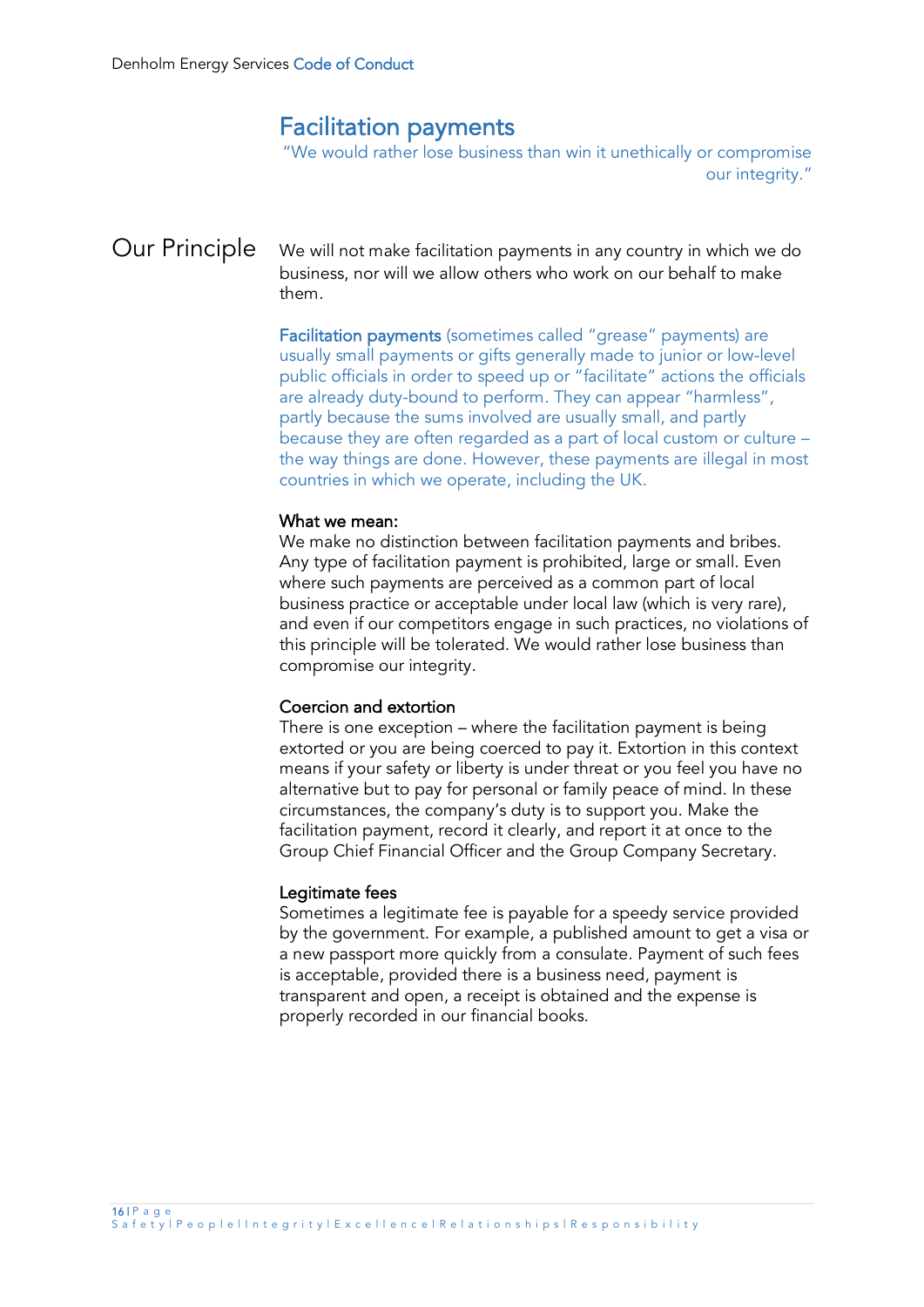# Facilitation payments

"We would rather lose business than win it unethically or compromise our integrity."

## Our Principle

We will not make facilitation payments in any country in which we do business, nor will we allow others who work on our behalf to make them.

**Facilitation payments** (sometimes called "grease" payments) are usually small payments or gifts generally made to junior or low-level public officials in order to speed up or "facilitate" actions the officials are already duty-bound to perform. They can appear "harmless", partly because the sums involved are usually small, and partly because they are often regarded as a part of local custom or culture – the way things are done. However, these payments are illegal in most countries in which we operate, including the UK.

### What we mean:

We make no distinction between facilitation payments and bribes. Any type of facilitation payment is prohibited, large or small. Even where such payments are perceived as a common part of local business practice or acceptable under local law (which is very rare), and even if our competitors engage in such practices, no violations of this principle will be tolerated. We would rather lose business than compromise our integrity.

### Coercion and extortion

There is one exception – where the facilitation payment is being extorted or you are being coerced to pay it. Extortion in this context means if your safety or liberty is under threat or you feel you have no alternative but to pay for personal or family peace of mind. In these circumstances, the company's duty is to support you. Make the facilitation payment, record it clearly, and report it at once to the Group Chief Financial Officer and the Group Company Secretary.

### Legitimate fees

Sometimes a legitimate fee is payable for a speedy service provided by the government. For example, a published amount to get a visa or a new passport more quickly from a consulate. Payment of such fees is acceptable, provided there is a business need, payment is transparent and open, a receipt is obtained and the expense is properly recorded in our financial books.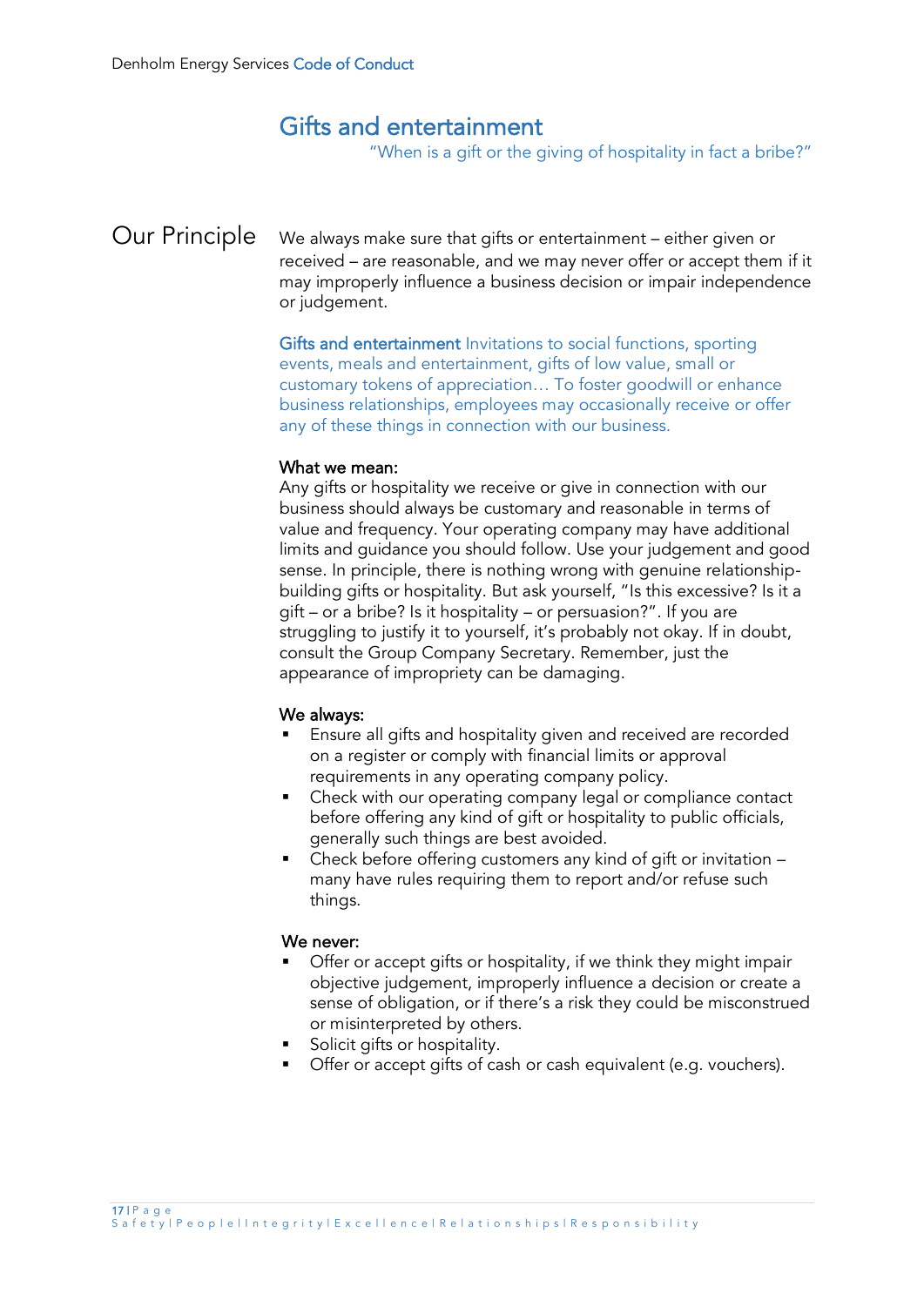# Gifts and entertainment

"When is a gift or the giving of hospitality in fact a bribe?"

## Our Principle

We always make sure that gifts or entertainment – either given or received – are reasonable, and we may never offer or accept them if it may improperly influence a business decision or impair independence or judgement.

**Gifts and entertainment** Invitations to social functions, sporting events, meals and entertainment, gifts of low value, small or customary tokens of appreciation… To foster goodwill or enhance business relationships, employees may occasionally receive or offer any of these things in connection with our business.

**What we mean:**

Any gifts or hospitality we receive or give in connection with our business should always be customary and reasonable in terms of value and frequency. Your operating company may have additional limits and guidance you should follow. Use your judgement and good sense. In principle, there is nothing wrong with genuine relationship-building gifts or hospitality. But ask yourself, "Is this excessive? Is it a gift – or a bribe? Is it hospitality – or persuasion?". If you are struggling to justify it to yourself, it's probably not okay. If in doubt, consult the Group Company Secretary. Remember, just the appearance of impropriety can be damaging.

**We always:**

- Ensure all gifts and hospitality given and received are recorded on a register or comply with financial limits or approval requirements in any operating company policy.
- Check with our operating company legal or compliance contact before offering any kind of gift or hospitality to public officials, generally such things are best avoided.
- Check before offering customers any kind of gift or invitation – many have rules requiring them to report and/or refuse such things.

**We never:**

- Offer or accept gifts or hospitality, if we think they might impair objective judgement, improperly influence a decision or create a sense of obligation, or if there's a risk they could be misconstrued or misinterpreted by others.
- Solicit gifts or hospitality.
- Offer or accept gifts of cash or cash equivalent (e.g. vouchers).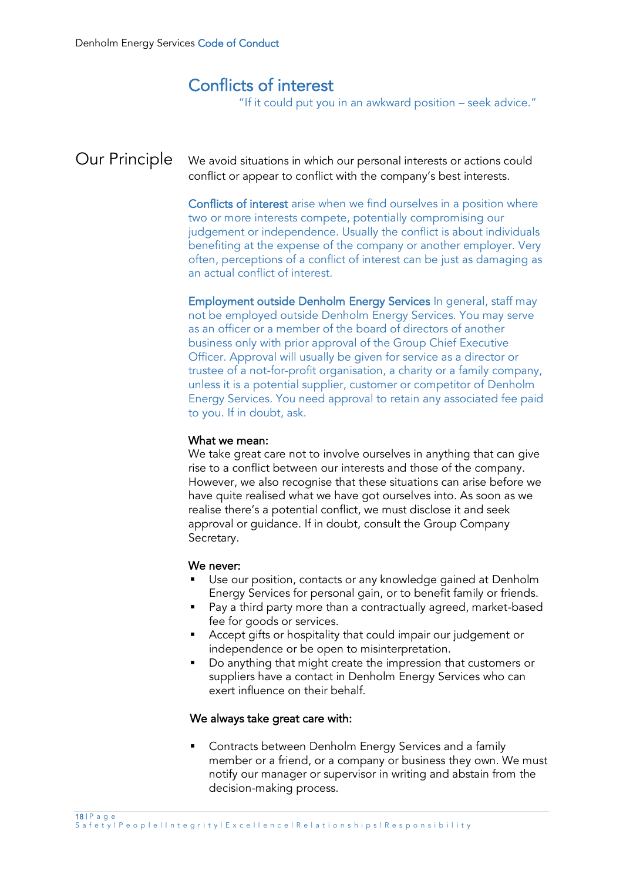# Conflicts of interest

"If it could put you in an awkward position – seek advice."

## Our Principle

We avoid situations in which our personal interests or actions could conflict or appear to conflict with the company's best interests.

**Conflicts of interest** arise when we find ourselves in a position where two or more interests compete, potentially compromising our judgement or independence. Usually the conflict is about individuals benefiting at the expense of the company or another employer. Very often, perceptions of a conflict of interest can be just as damaging as an actual conflict of interest.

**Employment outside Denholm Energy Services** In general, staff may not be employed outside Denholm Energy Services. You may serve as an officer or a member of the board of directors of another business only with prior approval of the Group Chief Executive Officer. Approval will usually be given for service as a director or trustee of a not-for-profit organisation, a charity or a family company, unless it is a potential supplier, customer or competitor of Denholm Energy Services. You need approval to retain any associated fee paid to you. If in doubt, ask.

**What we mean:**
We take great care not to involve ourselves in anything that can give rise to a conflict between our interests and those of the company. However, we also recognise that these situations can arise before we have quite realised what we have got ourselves into. As soon as we realise there's a potential conflict, we must disclose it and seek approval or guidance. If in doubt, consult the Group Company Secretary.

**We never:**

- Use our position, contacts or any knowledge gained at Denholm Energy Services for personal gain, or to benefit family or friends.
- Pay a third party more than a contractually agreed, market-based fee for goods or services.
- Accept gifts or hospitality that could impair our judgement or independence or be open to misinterpretation.
- Do anything that might create the impression that customers or suppliers have a contact in Denholm Energy Services who can exert influence on their behalf.

**We always take great care with:**

- Contracts between Denholm Energy Services and a family member or a friend, or a company or business they own. We must notify our manager or supervisor in writing and abstain from the decision-making process.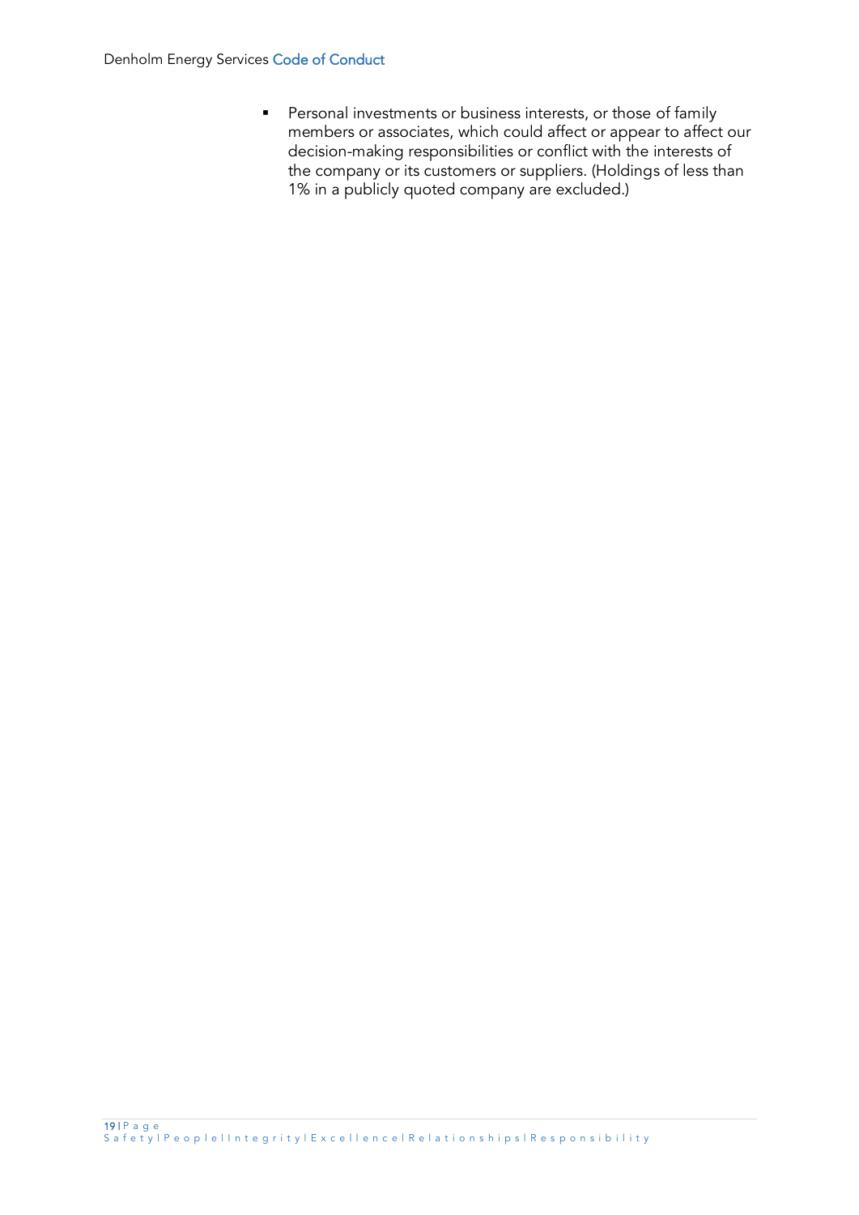- Personal investments or business interests, or those of family members or associates, which could affect or appear to affect our decision-making responsibilities or conflict with the interests of the company or its customers or suppliers. (Holdings of less than 1% in a publicly quoted company are excluded.)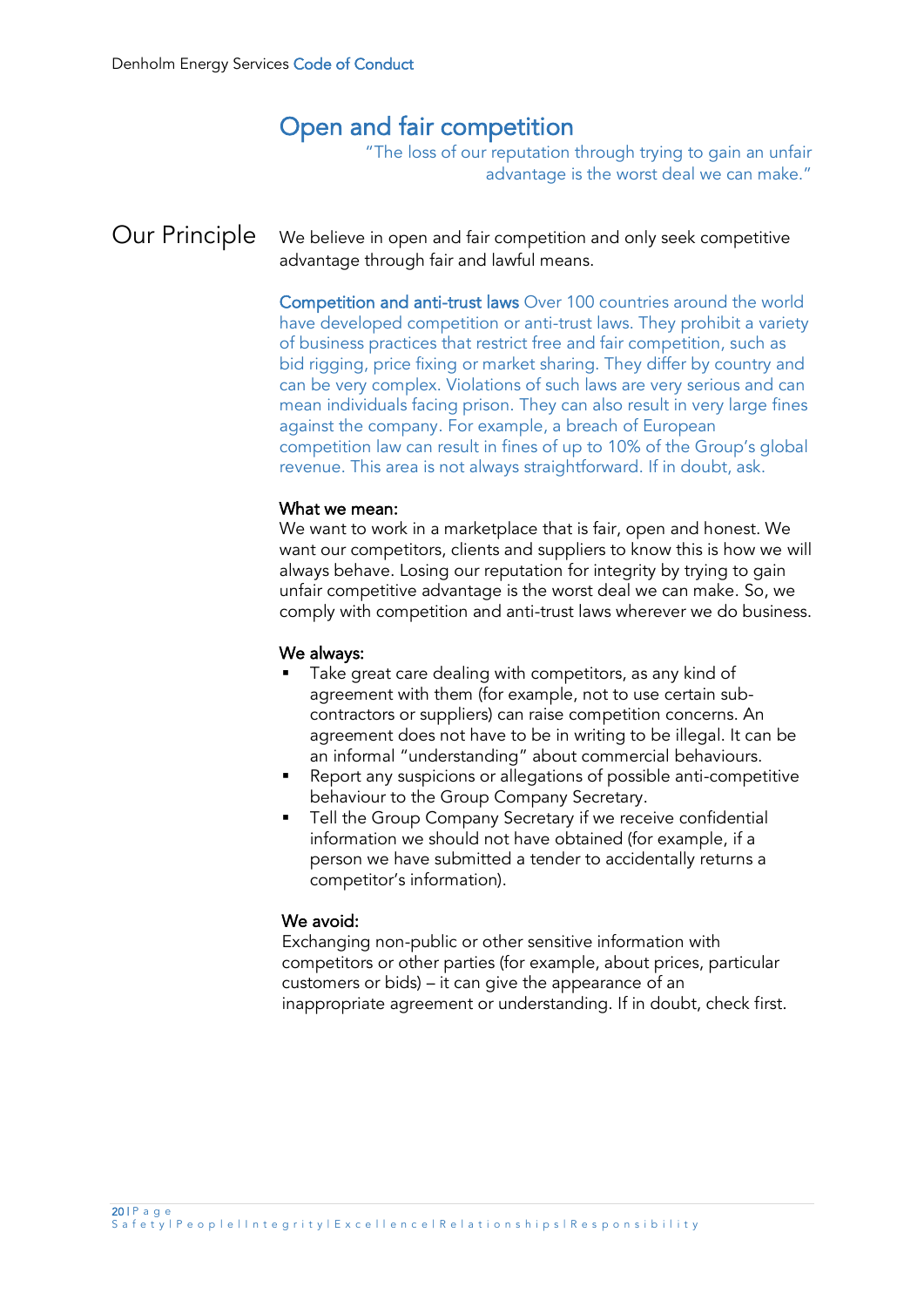# Open and fair competition

"The loss of our reputation through trying to gain an unfair advantage is the worst deal we can make."

## Our Principle

We believe in open and fair competition and only seek competitive advantage through fair and lawful means.

**Competition and anti-trust laws** Over 100 countries around the world have developed competition or anti-trust laws. They prohibit a variety of business practices that restrict free and fair competition, such as bid rigging, price fixing or market sharing. They differ by country and can be very complex. Violations of such laws are very serious and can mean individuals facing prison. They can also result in very large fines against the company. For example, a breach of European competition law can result in fines of up to 10% of the Group's global revenue. This area is not always straightforward. If in doubt, ask.

### What we mean:

We want to work in a marketplace that is fair, open and honest. We want our competitors, clients and suppliers to know this is how we will always behave. Losing our reputation for integrity by trying to gain unfair competitive advantage is the worst deal we can make. So, we comply with competition and anti-trust laws wherever we do business.

### We always:

- Take great care dealing with competitors, as any kind of agreement with them (for example, not to use certain sub-contractors or suppliers) can raise competition concerns. An agreement does not have to be in writing to be illegal. It can be an informal "understanding" about commercial behaviours.
- Report any suspicions or allegations of possible anti-competitive behaviour to the Group Company Secretary.
- Tell the Group Company Secretary if we receive confidential information we should not have obtained (for example, if a person we have submitted a tender to accidentally returns a competitor's information).

### We avoid:

Exchanging non-public or other sensitive information with competitors or other parties (for example, about prices, particular customers or bids) – it can give the appearance of an inappropriate agreement or understanding. If in doubt, check first.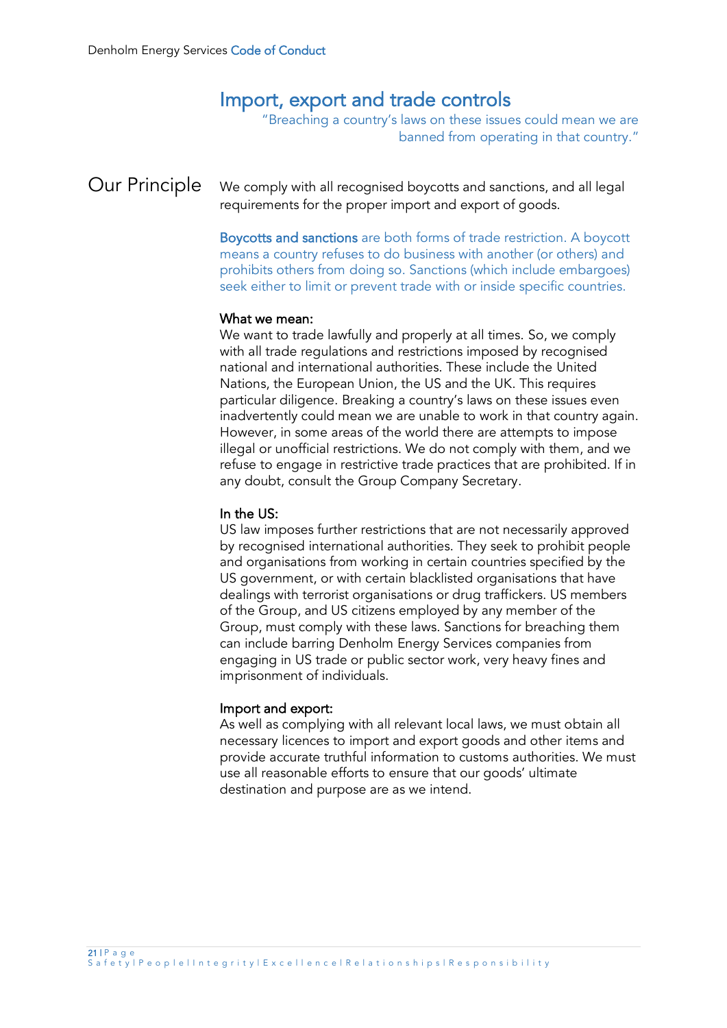## Import, export and trade controls

"Breaching a country's laws on these issues could mean we are banned from operating in that country."

### Our Principle

We comply with all recognised boycotts and sanctions, and all legal requirements for the proper import and export of goods.

**Boycotts and sanctions** are both forms of trade restriction. A boycott means a country refuses to do business with another (or others) and prohibits others from doing so. Sanctions (which include embargoes) seek either to limit or prevent trade with or inside specific countries.

**What we mean:**
We want to trade lawfully and properly at all times. So, we comply with all trade regulations and restrictions imposed by recognised national and international authorities. These include the United Nations, the European Union, the US and the UK. This requires particular diligence. Breaking a country's laws on these issues even inadvertently could mean we are unable to work in that country again. However, in some areas of the world there are attempts to impose illegal or unofficial restrictions. We do not comply with them, and we refuse to engage in restrictive trade practices that are prohibited. If in any doubt, consult the Group Company Secretary.

**In the US:**
US law imposes further restrictions that are not necessarily approved by recognised international authorities. They seek to prohibit people and organisations from working in certain countries specified by the US government, or with certain blacklisted organisations that have dealings with terrorist organisations or drug traffickers. US members of the Group, and US citizens employed by any member of the Group, must comply with these laws. Sanctions for breaching them can include barring Denholm Energy Services companies from engaging in US trade or public sector work, very heavy fines and imprisonment of individuals.

**Import and export:**
As well as complying with all relevant local laws, we must obtain all necessary licences to import and export goods and other items and provide accurate truthful information to customs authorities. We must use all reasonable efforts to ensure that our goods' ultimate destination and purpose are as we intend.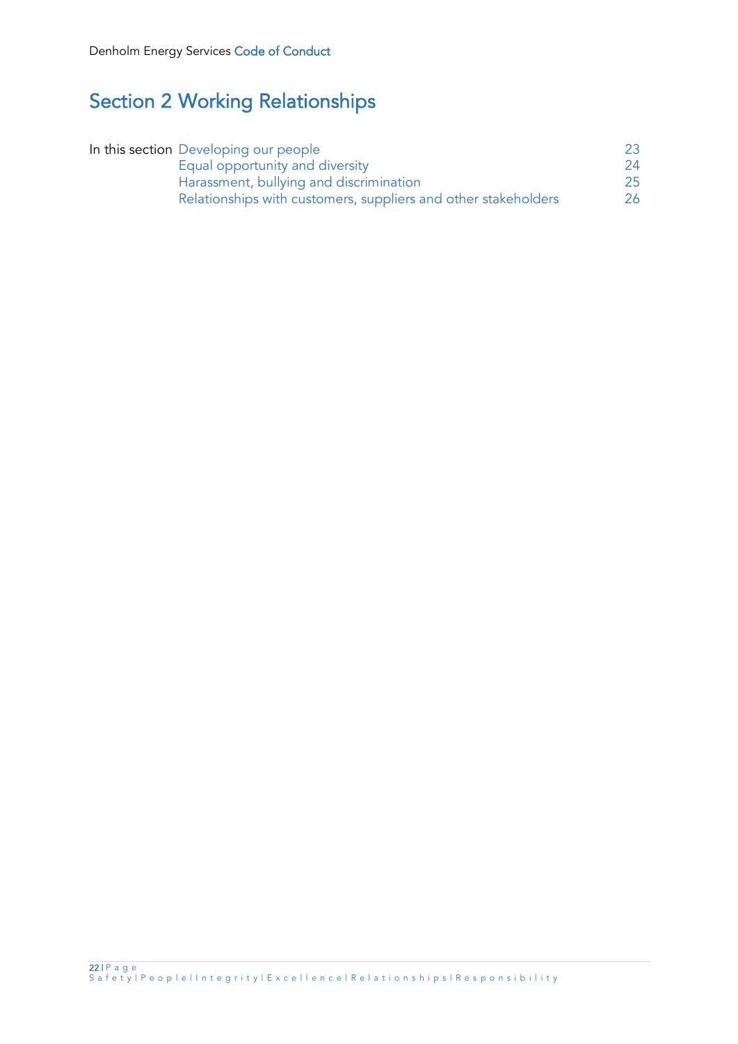# Section 2 Working Relationships

| In this section | | |
|---|---|---|
| | Developing our people | 23 |
| | Equal opportunity and diversity | 24 |
| | Harassment, bullying and discrimination | 25 |
| | Relationships with customers, suppliers and other stakeholders | 26 |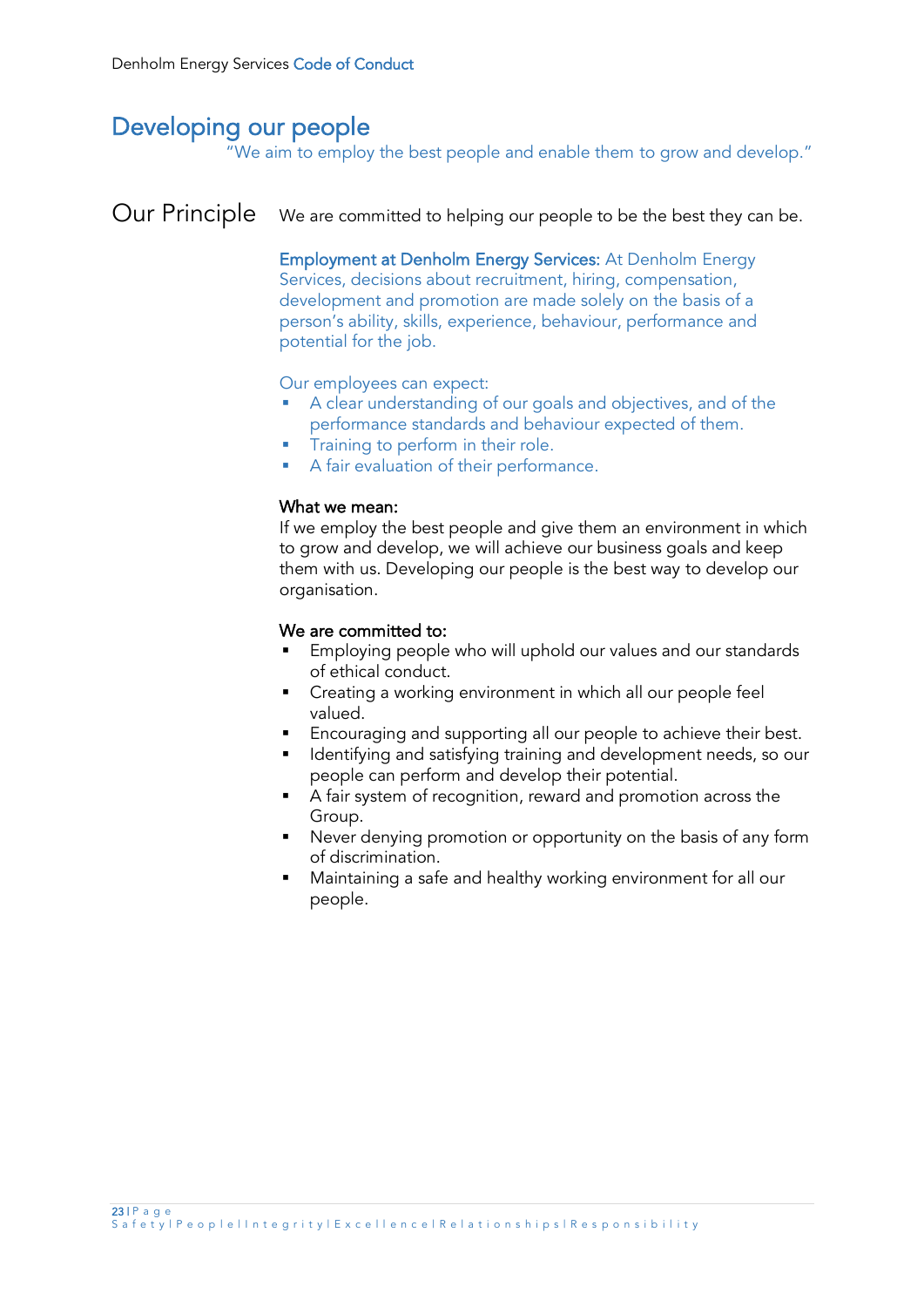# Developing our people

"We aim to employ the best people and enable them to grow and develop."

## Our Principle

We are committed to helping our people to be the best they can be.

**Employment at Denholm Energy Services:** At Denholm Energy Services, decisions about recruitment, hiring, compensation, development and promotion are made solely on the basis of a person's ability, skills, experience, behaviour, performance and potential for the job.

Our employees can expect:

- A clear understanding of our goals and objectives, and of the performance standards and behaviour expected of them.
- Training to perform in their role.
- A fair evaluation of their performance.

**What we mean:**

If we employ the best people and give them an environment in which to grow and develop, we will achieve our business goals and keep them with us. Developing our people is the best way to develop our organisation.

**We are committed to:**

- Employing people who will uphold our values and our standards of ethical conduct.
- Creating a working environment in which all our people feel valued.
- Encouraging and supporting all our people to achieve their best.
- Identifying and satisfying training and development needs, so our people can perform and develop their potential.
- A fair system of recognition, reward and promotion across the Group.
- Never denying promotion or opportunity on the basis of any form of discrimination.
- Maintaining a safe and healthy working environment for all our people.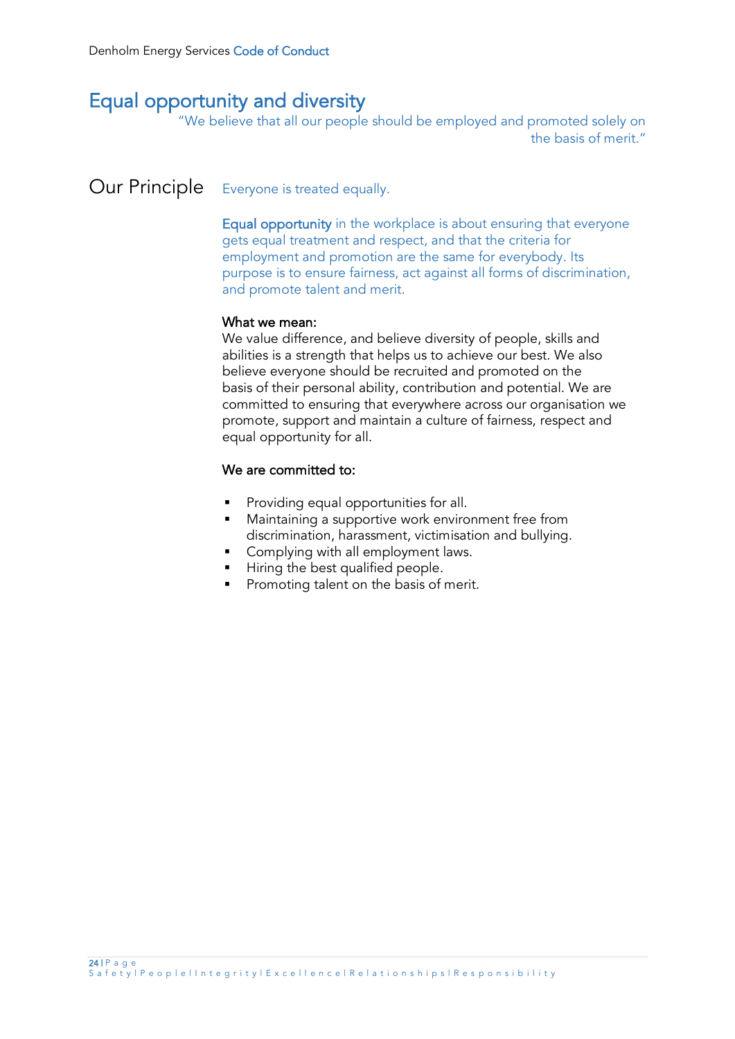# Equal opportunity and diversity

"We believe that all our people should be employed and promoted solely on the basis of merit."

## Our Principle

Everyone is treated equally.

**Equal opportunity** in the workplace is about ensuring that everyone gets equal treatment and respect, and that the criteria for employment and promotion are the same for everybody. Its purpose is to ensure fairness, act against all forms of discrimination, and promote talent and merit.

**What we mean:**
We value difference, and believe diversity of people, skills and abilities is a strength that helps us to achieve our best. We also believe everyone should be recruited and promoted on the basis of their personal ability, contribution and potential. We are committed to ensuring that everywhere across our organisation we promote, support and maintain a culture of fairness, respect and equal opportunity for all.

**We are committed to:**

- Providing equal opportunities for all.
- Maintaining a supportive work environment free from discrimination, harassment, victimisation and bullying.
- Complying with all employment laws.
- Hiring the best qualified people.
- Promoting talent on the basis of merit.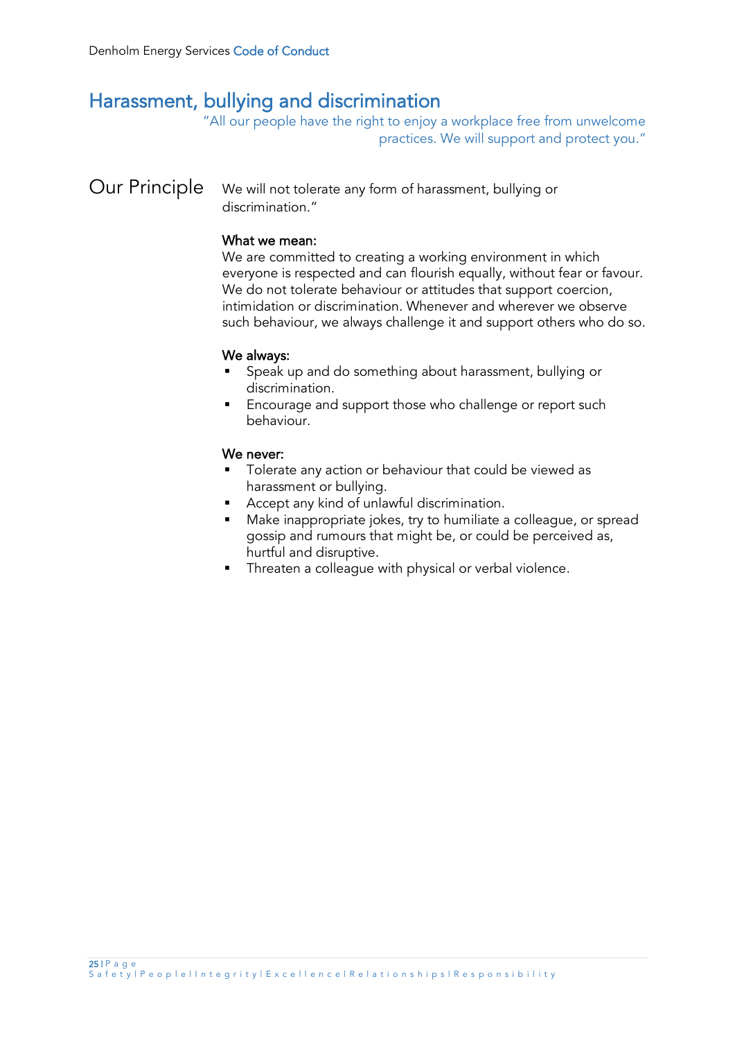## Harassment, bullying and discrimination

"All our people have the right to enjoy a workplace free from unwelcome practices. We will support and protect you."

### Our Principle

We will not tolerate any form of harassment, bullying or discrimination."

**What we mean:**
We are committed to creating a working environment in which everyone is respected and can flourish equally, without fear or favour. We do not tolerate behaviour or attitudes that support coercion, intimidation or discrimination. Whenever and wherever we observe such behaviour, we always challenge it and support others who do so.

**We always:**

- Speak up and do something about harassment, bullying or discrimination.
- Encourage and support those who challenge or report such behaviour.

**We never:**

- Tolerate any action or behaviour that could be viewed as harassment or bullying.
- Accept any kind of unlawful discrimination.
- Make inappropriate jokes, try to humiliate a colleague, or spread gossip and rumours that might be, or could be perceived as, hurtful and disruptive.
- Threaten a colleague with physical or verbal violence.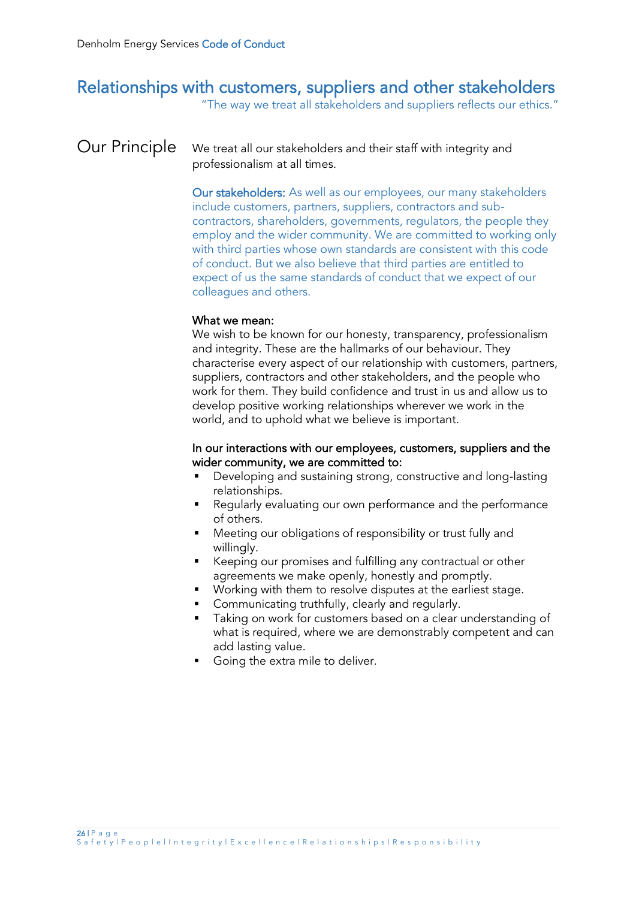## Relationships with customers, suppliers and other stakeholders

"The way we treat all stakeholders and suppliers reflects our ethics."

### Our Principle

We treat all our stakeholders and their staff with integrity and professionalism at all times.

**Our stakeholders:** As well as our employees, our many stakeholders include customers, partners, suppliers, contractors and sub-contractors, shareholders, governments, regulators, the people they employ and the wider community. We are committed to working only with third parties whose own standards are consistent with this code of conduct. But we also believe that third parties are entitled to expect of us the same standards of conduct that we expect of our colleagues and others.

**What we mean:**

We wish to be known for our honesty, transparency, professionalism and integrity. These are the hallmarks of our behaviour. They characterise every aspect of our relationship with customers, partners, suppliers, contractors and other stakeholders, and the people who work for them. They build confidence and trust in us and allow us to develop positive working relationships wherever we work in the world, and to uphold what we believe is important.

**In our interactions with our employees, customers, suppliers and the wider community, we are committed to:**

- Developing and sustaining strong, constructive and long-lasting relationships.
- Regularly evaluating our own performance and the performance of others.
- Meeting our obligations of responsibility or trust fully and willingly.
- Keeping our promises and fulfilling any contractual or other agreements we make openly, honestly and promptly.
- Working with them to resolve disputes at the earliest stage.
- Communicating truthfully, clearly and regularly.
- Taking on work for customers based on a clear understanding of what is required, where we are demonstrably competent and can add lasting value.
- Going the extra mile to deliver.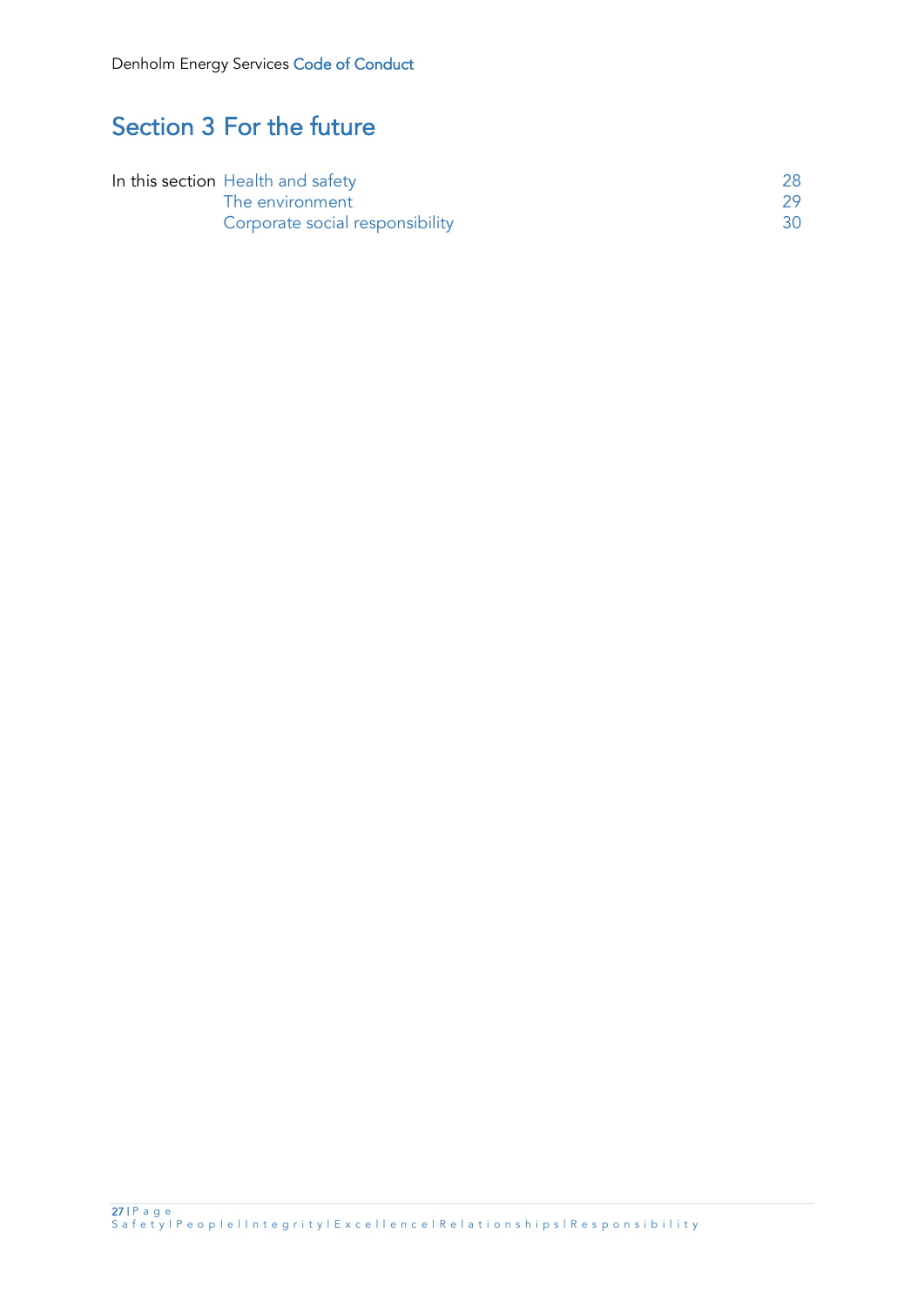# Section 3 For the future

| In this section | | |
|---|---|---|
| | Health and safety | 28 |
| | The environment | 29 |
| | Corporate social responsibility | 30 |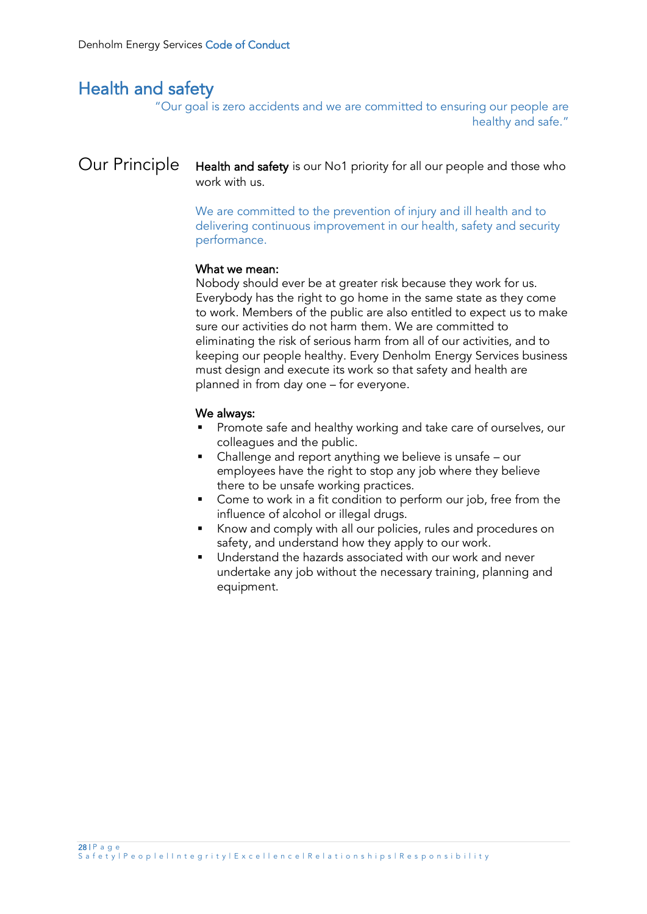# Health and safety

"Our goal is zero accidents and we are committed to ensuring our people are healthy and safe."

## Our Principle

**Health and safety** is our No1 priority for all our people and those who work with us.

We are committed to the prevention of injury and ill health and to delivering continuous improvement in our health, safety and security performance.

**What we mean:**
Nobody should ever be at greater risk because they work for us. Everybody has the right to go home in the same state as they come to work. Members of the public are also entitled to expect us to make sure our activities do not harm them. We are committed to eliminating the risk of serious harm from all of our activities, and to keeping our people healthy. Every Denholm Energy Services business must design and execute its work so that safety and health are planned in from day one – for everyone.

**We always:**

- Promote safe and healthy working and take care of ourselves, our colleagues and the public.
- Challenge and report anything we believe is unsafe – our employees have the right to stop any job where they believe there to be unsafe working practices.
- Come to work in a fit condition to perform our job, free from the influence of alcohol or illegal drugs.
- Know and comply with all our policies, rules and procedures on safety, and understand how they apply to our work.
- Understand the hazards associated with our work and never undertake any job without the necessary training, planning and equipment.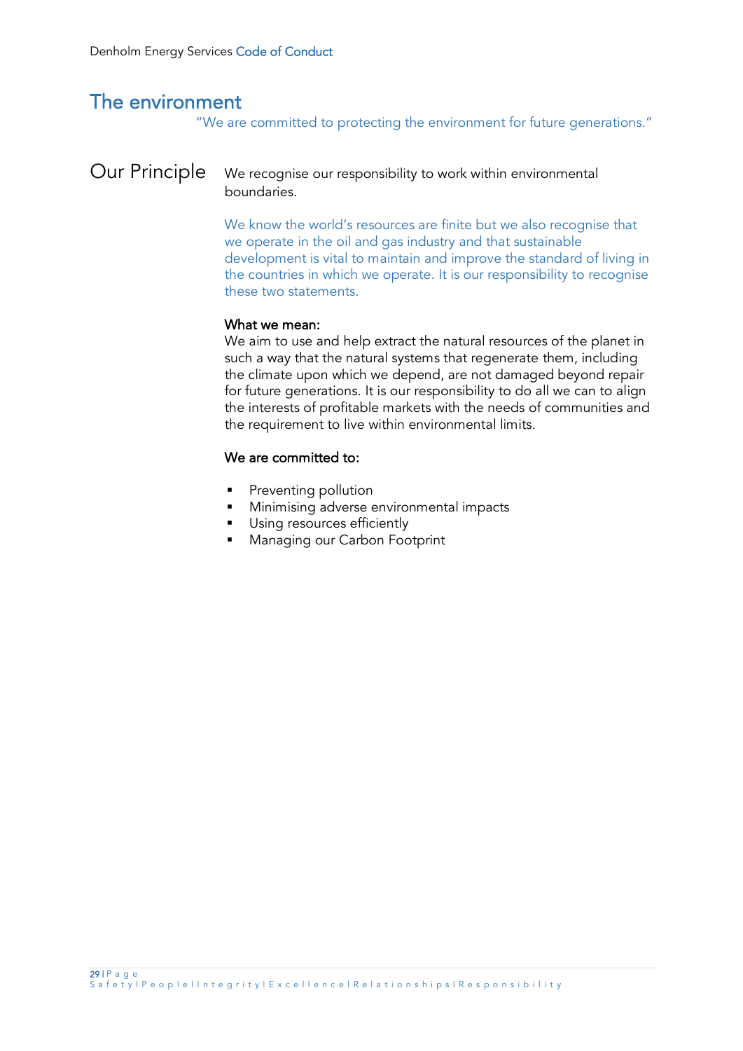# The environment

"We are committed to protecting the environment for future generations."

## Our Principle

We recognise our responsibility to work within environmental boundaries.

We know the world's resources are finite but we also recognise that we operate in the oil and gas industry and that sustainable development is vital to maintain and improve the standard of living in the countries in which we operate. It is our responsibility to recognise these two statements.

**What we mean:**
We aim to use and help extract the natural resources of the planet in such a way that the natural systems that regenerate them, including the climate upon which we depend, are not damaged beyond repair for future generations. It is our responsibility to do all we can to align the interests of profitable markets with the needs of communities and the requirement to live within environmental limits.

**We are committed to:**

- Preventing pollution
- Minimising adverse environmental impacts
- Using resources efficiently
- Managing our Carbon Footprint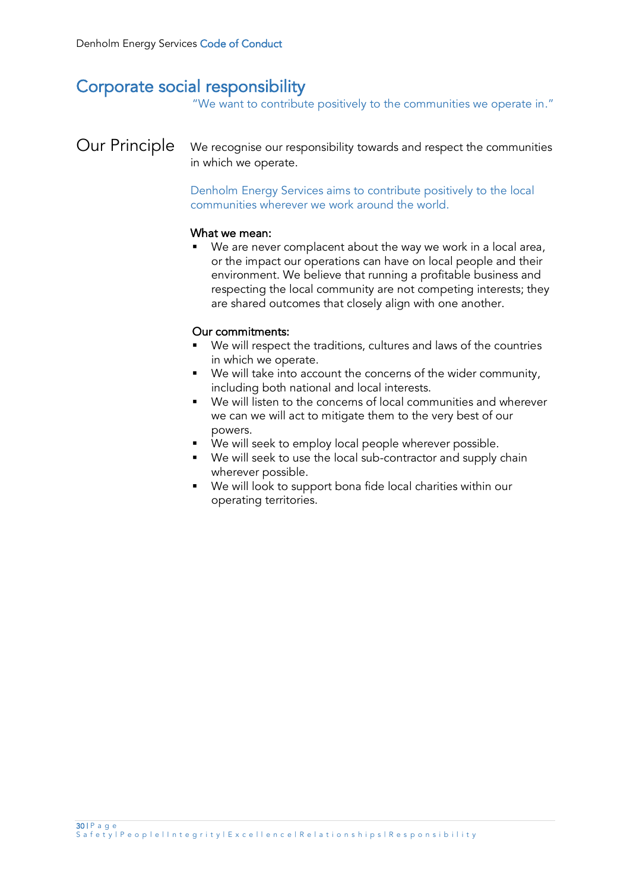# Corporate social responsibility

"We want to contribute positively to the communities we operate in."

## Our Principle

We recognise our responsibility towards and respect the communities in which we operate.

Denholm Energy Services aims to contribute positively to the local communities wherever we work around the world.

**What we mean:**

- We are never complacent about the way we work in a local area, or the impact our operations can have on local people and their environment. We believe that running a profitable business and respecting the local community are not competing interests; they are shared outcomes that closely align with one another.

**Our commitments:**

- We will respect the traditions, cultures and laws of the countries in which we operate.
- We will take into account the concerns of the wider community, including both national and local interests.
- We will listen to the concerns of local communities and wherever we can we will act to mitigate them to the very best of our powers.
- We will seek to employ local people wherever possible.
- We will seek to use the local sub-contractor and supply chain wherever possible.
- We will look to support bona fide local charities within our operating territories.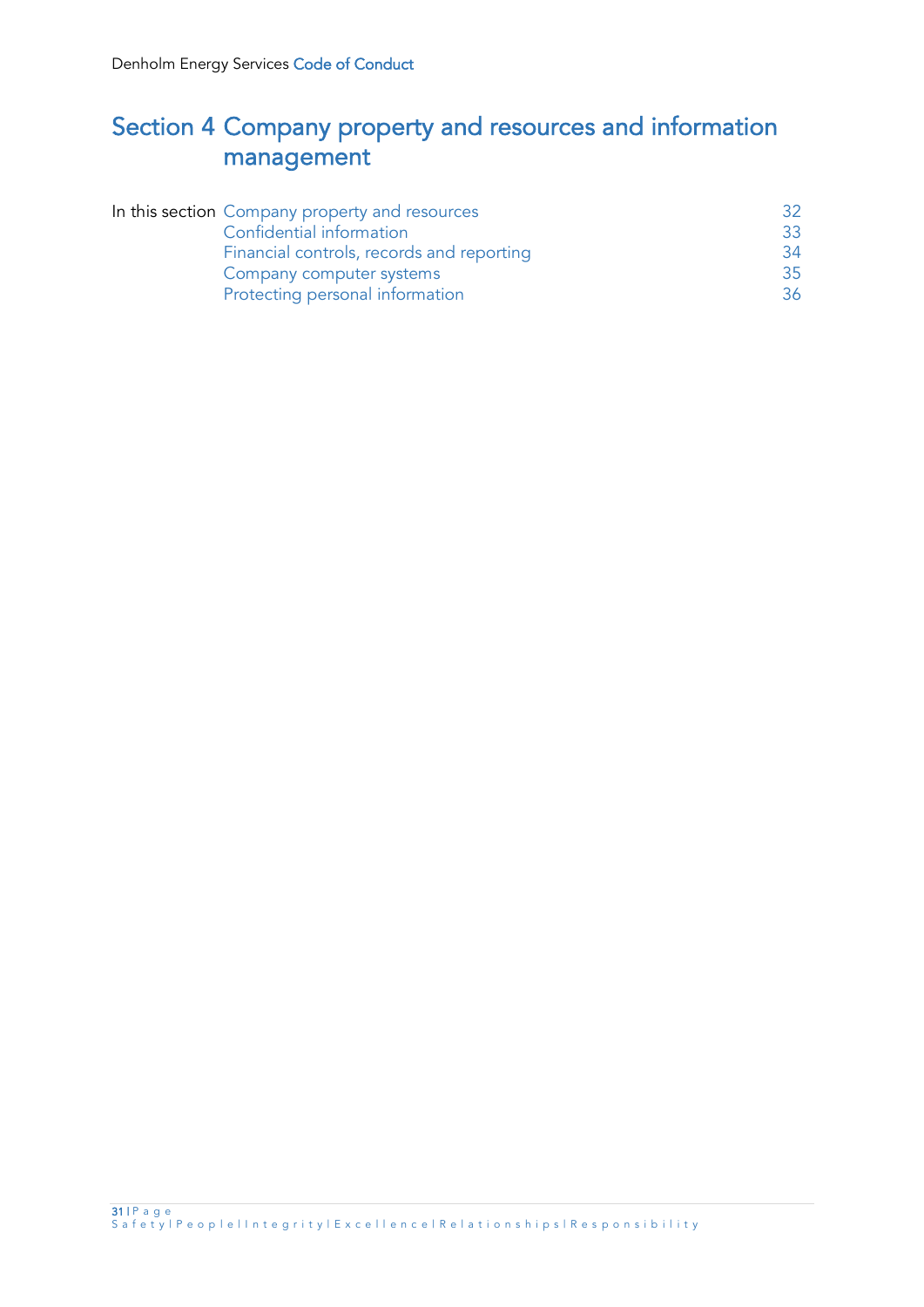# Section 4 Company property and resources and information management

| In this section | | |
|---|---|---|
| | Company property and resources | 32 |
| | Confidential information | 33 |
| | Financial controls, records and reporting | 34 |
| | Company computer systems | 35 |
| | Protecting personal information | 36 |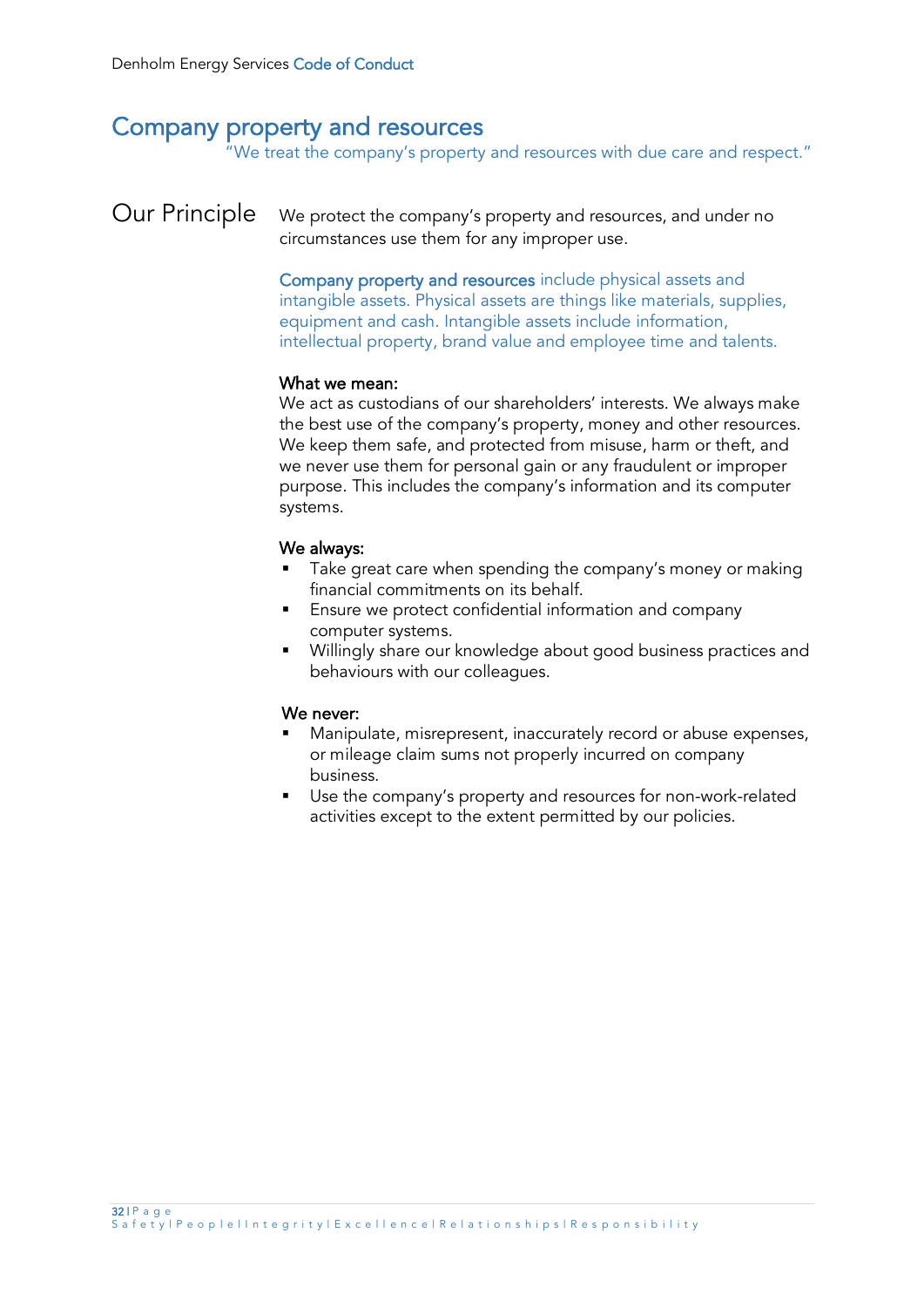# Company property and resources

"We treat the company's property and resources with due care and respect."

## Our Principle

We protect the company's property and resources, and under no circumstances use them for any improper use.

**Company property and resources** include physical assets and intangible assets. Physical assets are things like materials, supplies, equipment and cash. Intangible assets include information, intellectual property, brand value and employee time and talents.

**What we mean:**
We act as custodians of our shareholders' interests. We always make the best use of the company's property, money and other resources. We keep them safe, and protected from misuse, harm or theft, and we never use them for personal gain or any fraudulent or improper purpose. This includes the company's information and its computer systems.

**We always:**

- Take great care when spending the company's money or making financial commitments on its behalf.
- Ensure we protect confidential information and company computer systems.
- Willingly share our knowledge about good business practices and behaviours with our colleagues.

**We never:**

- Manipulate, misrepresent, inaccurately record or abuse expenses, or mileage claim sums not properly incurred on company business.
- Use the company's property and resources for non-work-related activities except to the extent permitted by our policies.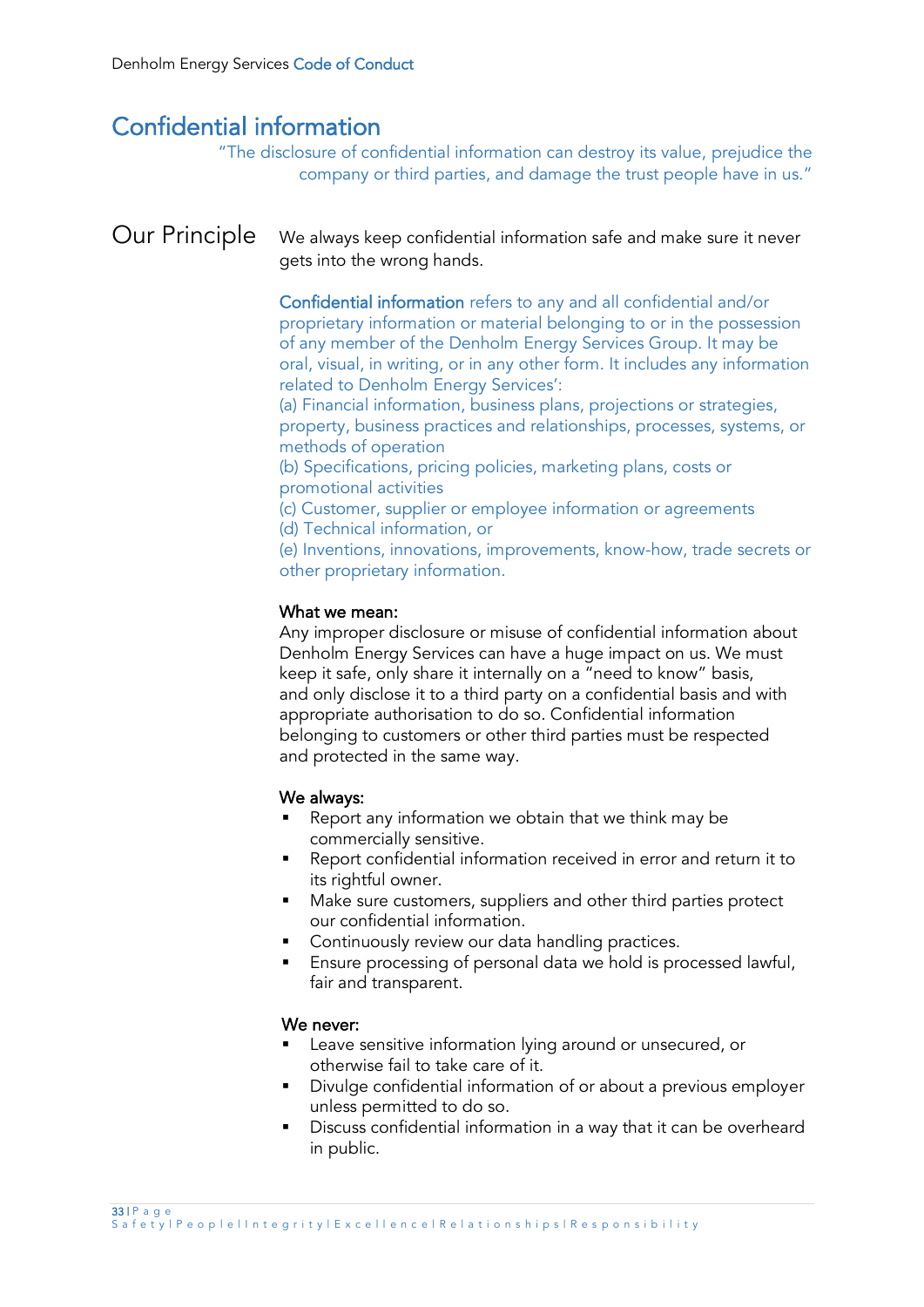# Confidential information

> "The disclosure of confidential information can destroy its value, prejudice the company or third parties, and damage the trust people have in us."

## Our Principle

We always keep confidential information safe and make sure it never gets into the wrong hands.

**Confidential information** refers to any and all confidential and/or proprietary information or material belonging to or in the possession of any member of the Denholm Energy Services Group. It may be oral, visual, in writing, or in any other form. It includes any information related to Denholm Energy Services':

(a) Financial information, business plans, projections or strategies, property, business practices and relationships, processes, systems, or methods of operation
(b) Specifications, pricing policies, marketing plans, costs or promotional activities
(c) Customer, supplier or employee information or agreements
(d) Technical information, or
(e) Inventions, innovations, improvements, know-how, trade secrets or other proprietary information.

**What we mean:**

Any improper disclosure or misuse of confidential information about Denholm Energy Services can have a huge impact on us. We must keep it safe, only share it internally on a "need to know" basis, and only disclose it to a third party on a confidential basis and with appropriate authorisation to do so. Confidential information belonging to customers or other third parties must be respected and protected in the same way.

**We always:**

- Report any information we obtain that we think may be commercially sensitive.
- Report confidential information received in error and return it to its rightful owner.
- Make sure customers, suppliers and other third parties protect our confidential information.
- Continuously review our data handling practices.
- Ensure processing of personal data we hold is processed lawful, fair and transparent.

**We never:**

- Leave sensitive information lying around or unsecured, or otherwise fail to take care of it.
- Divulge confidential information of or about a previous employer unless permitted to do so.
- Discuss confidential information in a way that it can be overheard in public.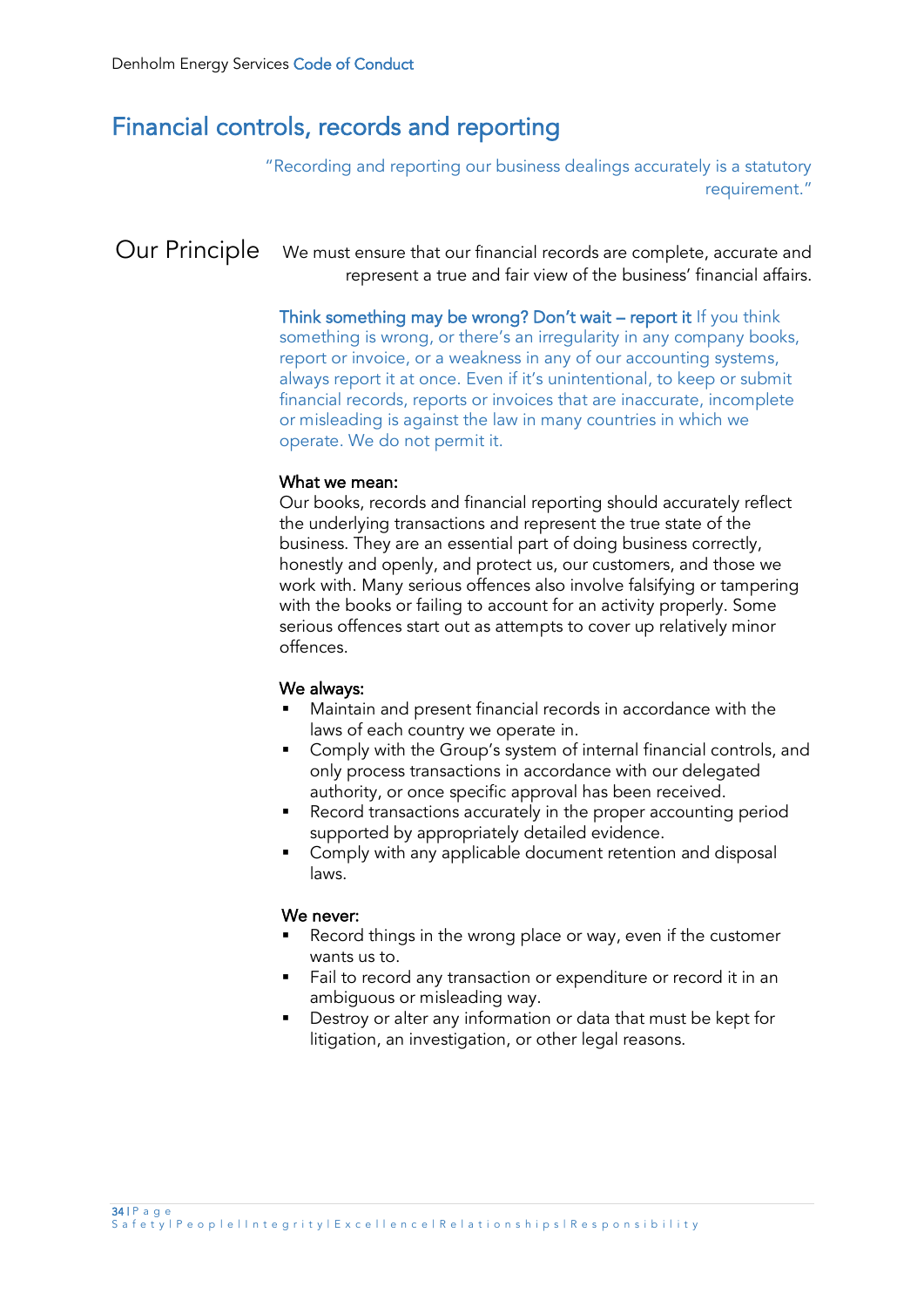# Financial controls, records and reporting

"Recording and reporting our business dealings accurately is a statutory requirement."

## Our Principle

We must ensure that our financial records are complete, accurate and represent a true and fair view of the business' financial affairs.

**Think something may be wrong? Don't wait – report it** If you think something is wrong, or there's an irregularity in any company books, report or invoice, or a weakness in any of our accounting systems, always report it at once. Even if it's unintentional, to keep or submit financial records, reports or invoices that are inaccurate, incomplete or misleading is against the law in many countries in which we operate. We do not permit it.

**What we mean:**

Our books, records and financial reporting should accurately reflect the underlying transactions and represent the true state of the business. They are an essential part of doing business correctly, honestly and openly, and protect us, our customers, and those we work with. Many serious offences also involve falsifying or tampering with the books or failing to account for an activity properly. Some serious offences start out as attempts to cover up relatively minor offences.

**We always:**

- Maintain and present financial records in accordance with the laws of each country we operate in.
- Comply with the Group's system of internal financial controls, and only process transactions in accordance with our delegated authority, or once specific approval has been received.
- Record transactions accurately in the proper accounting period supported by appropriately detailed evidence.
- Comply with any applicable document retention and disposal laws.

**We never:**

- Record things in the wrong place or way, even if the customer wants us to.
- Fail to record any transaction or expenditure or record it in an ambiguous or misleading way.
- Destroy or alter any information or data that must be kept for litigation, an investigation, or other legal reasons.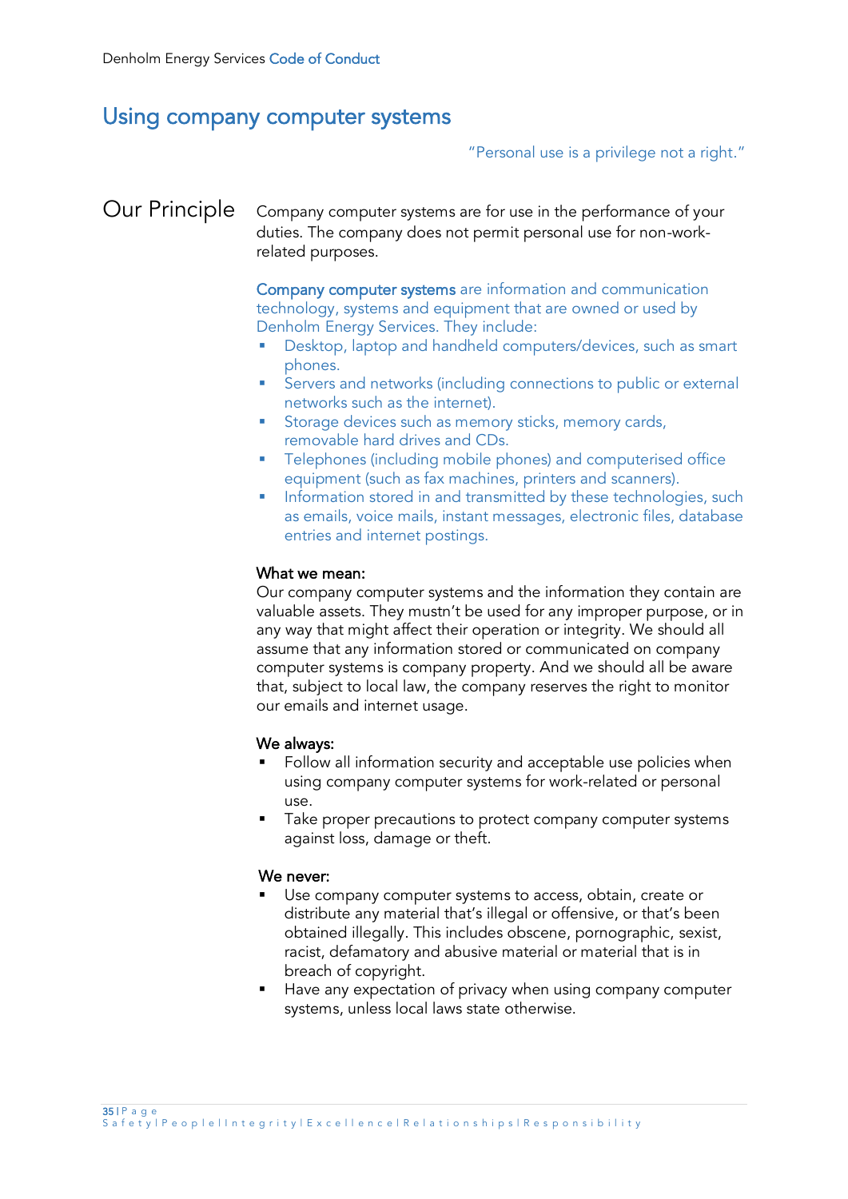## Using company computer systems

"Personal use is a privilege not a right."

### Our Principle

Company computer systems are for use in the performance of your duties. The company does not permit personal use for non-work-related purposes.

**Company computer systems** are information and communication technology, systems and equipment that are owned or used by Denholm Energy Services. They include:

- Desktop, laptop and handheld computers/devices, such as smart phones.
- Servers and networks (including connections to public or external networks such as the internet).
- Storage devices such as memory sticks, memory cards, removable hard drives and CDs.
- Telephones (including mobile phones) and computerised office equipment (such as fax machines, printers and scanners).
- Information stored in and transmitted by these technologies, such as emails, voice mails, instant messages, electronic files, database entries and internet postings.

**What we mean:**

Our company computer systems and the information they contain are valuable assets. They mustn't be used for any improper purpose, or in any way that might affect their operation or integrity. We should all assume that any information stored or communicated on company computer systems is company property. And we should all be aware that, subject to local law, the company reserves the right to monitor our emails and internet usage.

**We always:**

- Follow all information security and acceptable use policies when using company computer systems for work-related or personal use.
- Take proper precautions to protect company computer systems against loss, damage or theft.

**We never:**

- Use company computer systems to access, obtain, create or distribute any material that's illegal or offensive, or that's been obtained illegally. This includes obscene, pornographic, sexist, racist, defamatory and abusive material or material that is in breach of copyright.
- Have any expectation of privacy when using company computer systems, unless local laws state otherwise.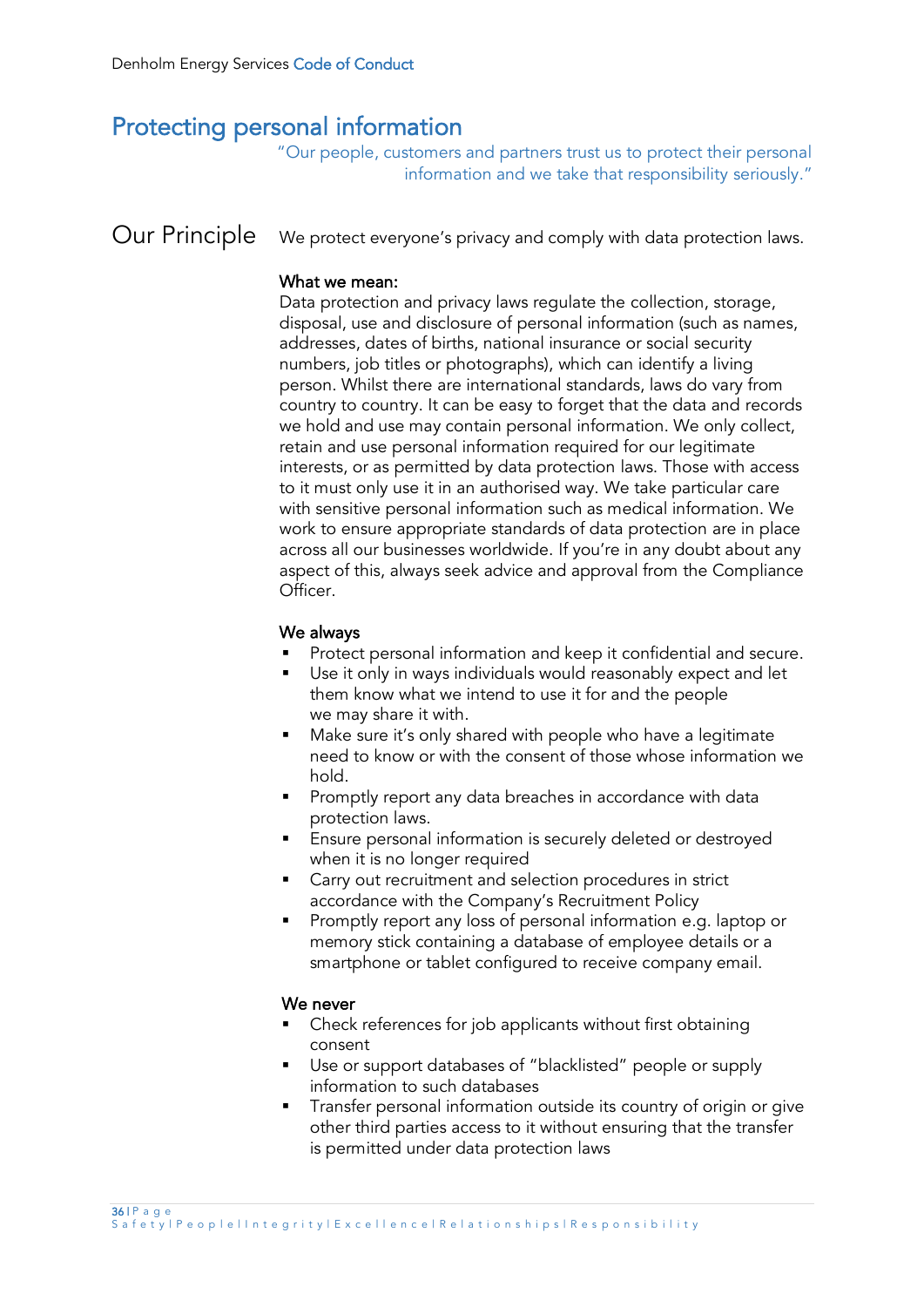# Protecting personal information

"Our people, customers and partners trust us to protect their personal information and we take that responsibility seriously."

## Our Principle

We protect everyone's privacy and comply with data protection laws.

**What we mean:**

Data protection and privacy laws regulate the collection, storage, disposal, use and disclosure of personal information (such as names, addresses, dates of births, national insurance or social security numbers, job titles or photographs), which can identify a living person. Whilst there are international standards, laws do vary from country to country. It can be easy to forget that the data and records we hold and use may contain personal information. We only collect, retain and use personal information required for our legitimate interests, or as permitted by data protection laws. Those with access to it must only use it in an authorised way. We take particular care with sensitive personal information such as medical information. We work to ensure appropriate standards of data protection are in place across all our businesses worldwide. If you're in any doubt about any aspect of this, always seek advice and approval from the Compliance Officer.

**We always**

- Protect personal information and keep it confidential and secure.
- Use it only in ways individuals would reasonably expect and let them know what we intend to use it for and the people we may share it with.
- Make sure it's only shared with people who have a legitimate need to know or with the consent of those whose information we hold.
- Promptly report any data breaches in accordance with data protection laws.
- Ensure personal information is securely deleted or destroyed when it is no longer required
- Carry out recruitment and selection procedures in strict accordance with the Company's Recruitment Policy
- Promptly report any loss of personal information e.g. laptop or memory stick containing a database of employee details or a smartphone or tablet configured to receive company email.

**We never**

- Check references for job applicants without first obtaining consent
- Use or support databases of "blacklisted" people or supply information to such databases
- Transfer personal information outside its country of origin or give other third parties access to it without ensuring that the transfer is permitted under data protection laws